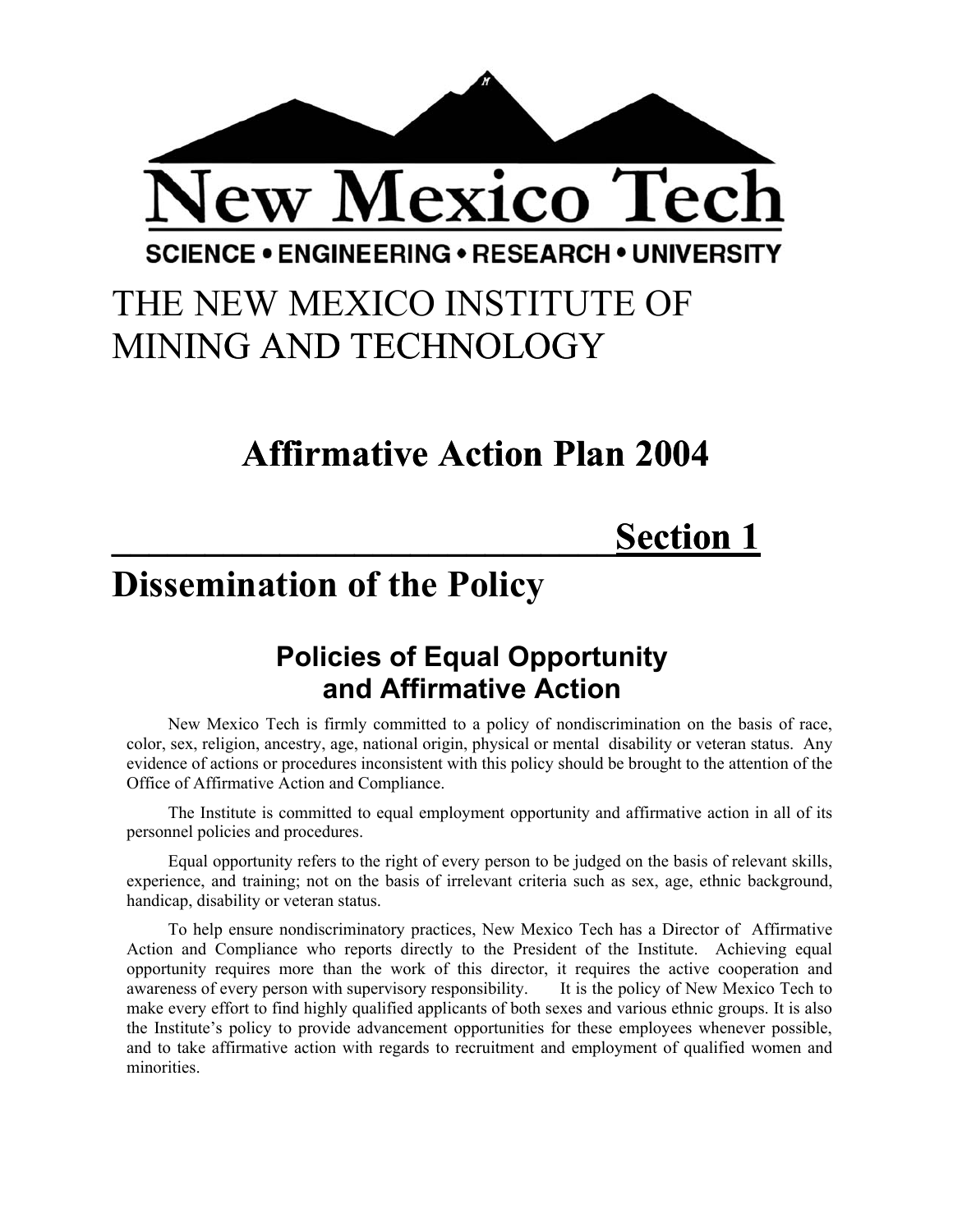New Mexico Tech

SCIENCE • ENGINEERING • RESEARCH • UNIVERSITY

# THE NEW MEXICO INSTITUTE OF MINING AND TECHNOLOGY

# Affirmative Action Plan 2004

# Section 1

# Dissemination of the Policy

## Policies of Equal Opportunity and Affirmative Action

New Mexico Tech is firmly committed to a policy of nondiscrimination on the basis of race, color, sex, religion, ancestry, age, national origin, physical or mental disability or veteran status. Any evidence of actions or procedures inconsistent with this policy should be brought to the attention of the Office of Affirmative Action and Compliance.

The Institute is committed to equal employment opportunity and affirmative action in all of its personnel policies and procedures.

Equal opportunity refers to the right of every person to be judged on the basis of relevant skills, experience, and training; not on the basis of irrelevant criteria such as sex, age, ethnic background, handicap, disability or veteran status.

To help ensure nondiscriminatory practices, New Mexico Tech has a Director of Affirmative Action and Compliance who reports directly to the President of the Institute. Achieving equal opportunity requires more than the work of this director, it requires the active cooperation and awareness of every person with supervisory responsibility. It is the policy of New Mexico Tech to make every effort to find highly qualified applicants of both sexes and various ethnic groups. It is also the Institute's policy to provide advancement opportunities for these employees whenever possible, and to take affirmative action with regards to recruitment and employment of qualified women and minorities.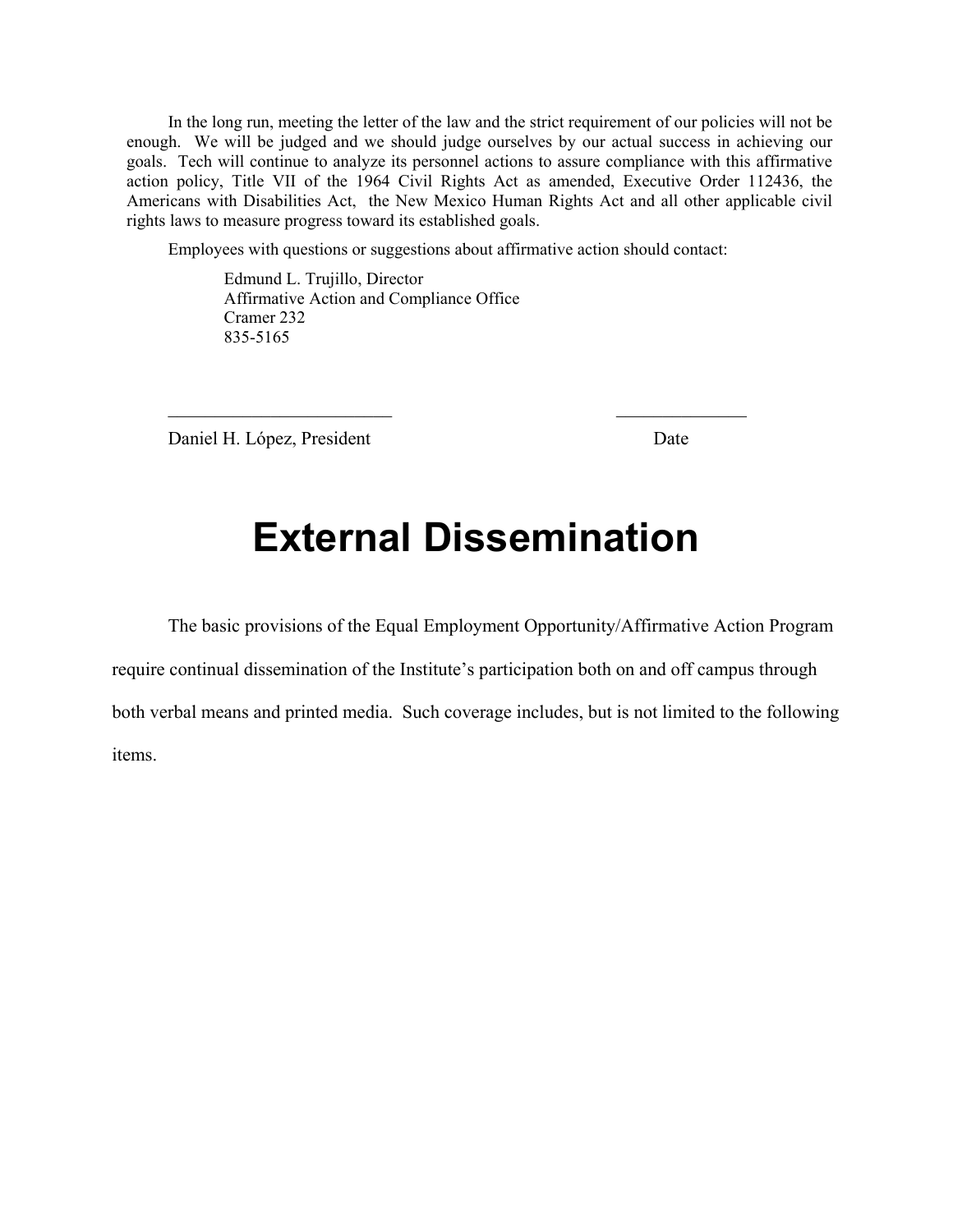In the long run, meeting the letter of the law and the strict requirement of our policies will not be enough. We will be judged and we should judge ourselves by our actual success in achieving our goals. Tech will continue to analyze its personnel actions to assure compliance with this affirmative action policy, Title VII of the 1964 Civil Rights Act as amended, Executive Order 112436, the Americans with Disabilities Act, the New Mexico Human Rights Act and all other applicable civil rights laws to measure progress toward its established goals.

Employees with questions or suggestions about affirmative action should contact:

Edmund L. Trujillo, Director
Affirmative Action and Compliance Office
Cramer 232
835-5165

_________________________ ______________

Daniel H. López, President Date

# External Dissemination

The basic provisions of the Equal Employment Opportunity/Affirmative Action Program require continual dissemination of the Institute's participation both on and off campus through both verbal means and printed media. Such coverage includes, but is not limited to the following items.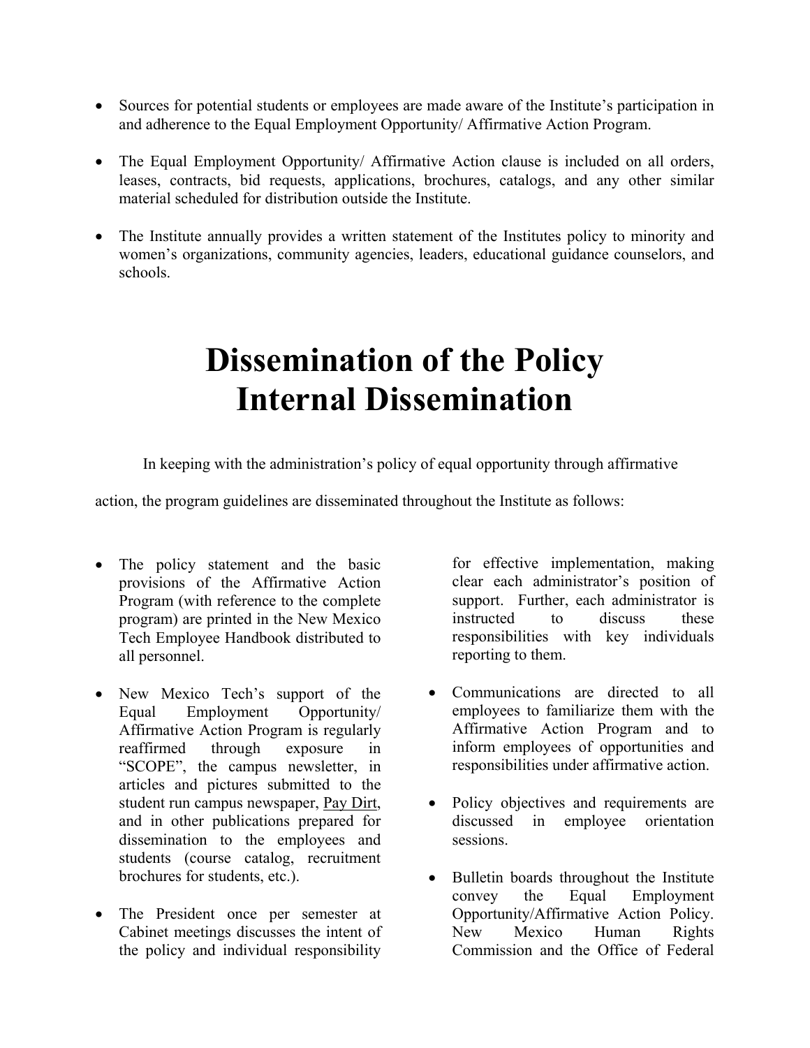- Sources for potential students or employees are made aware of the Institute's participation in and adherence to the Equal Employment Opportunity/ Affirmative Action Program.

- The Equal Employment Opportunity/ Affirmative Action clause is included on all orders, leases, contracts, bid requests, applications, brochures, catalogs, and any other similar material scheduled for distribution outside the Institute.

- The Institute annually provides a written statement of the Institutes policy to minority and women's organizations, community agencies, leaders, educational guidance counselors, and schools.

# Dissemination of the Policy
# Internal Dissemination

In keeping with the administration's policy of equal opportunity through affirmative action, the program guidelines are disseminated throughout the Institute as follows:

- The policy statement and the basic provisions of the Affirmative Action Program (with reference to the complete program) are printed in the New Mexico Tech Employee Handbook distributed to all personnel.

- New Mexico Tech's support of the Equal Employment Opportunity/ Affirmative Action Program is regularly reaffirmed through exposure in "SCOPE", the campus newsletter, in articles and pictures submitted to the student run campus newspaper, Pay Dirt, and in other publications prepared for dissemination to the employees and students (course catalog, recruitment brochures for students, etc.).

- The President once per semester at Cabinet meetings discusses the intent of the policy and individual responsibility for effective implementation, making clear each administrator's position of support. Further, each administrator is instructed to discuss these responsibilities with key individuals reporting to them.

- Communications are directed to all employees to familiarize them with the Affirmative Action Program and to inform employees of opportunities and responsibilities under affirmative action.

- Policy objectives and requirements are discussed in employee orientation sessions.

- Bulletin boards throughout the Institute convey the Equal Employment Opportunity/Affirmative Action Policy. New Mexico Human Rights Commission and the Office of Federal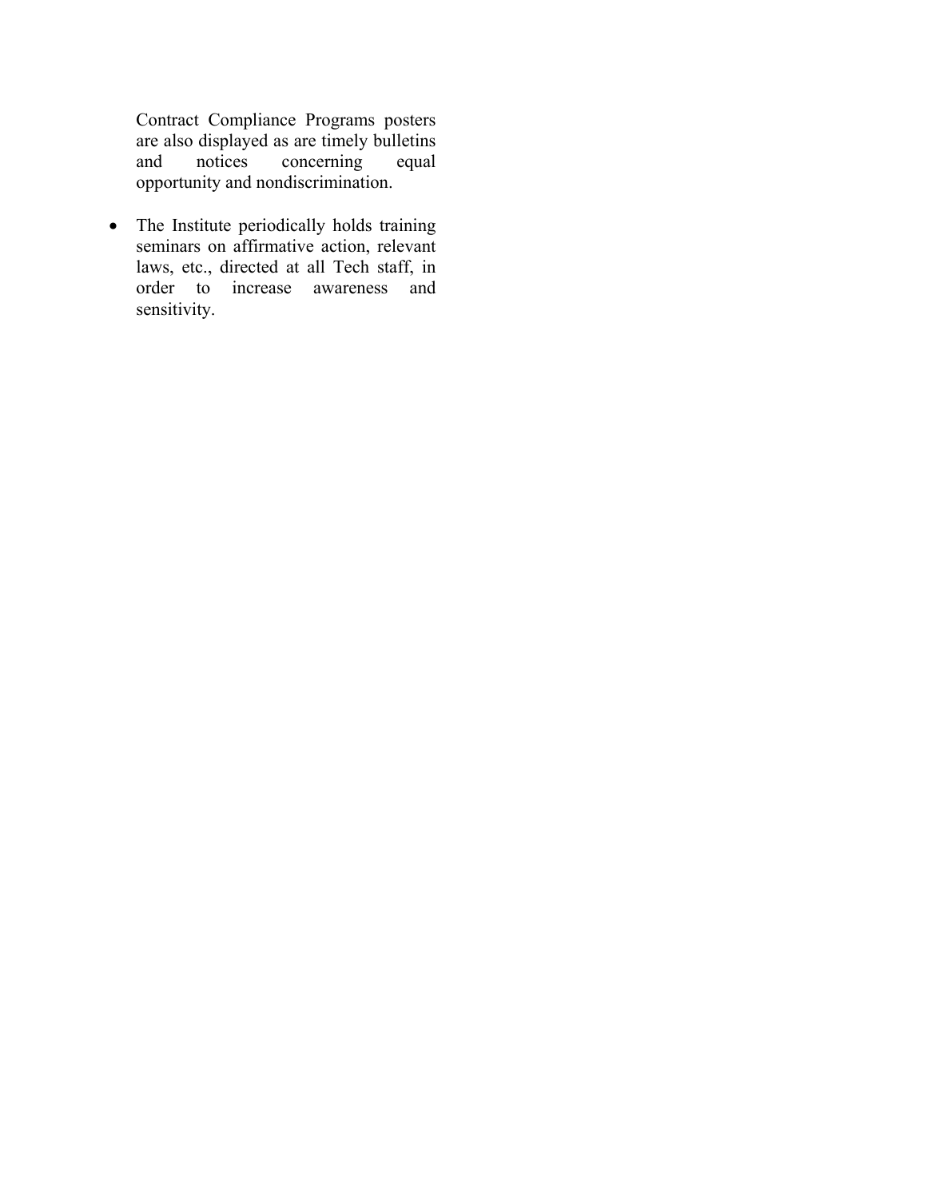Contract Compliance Programs posters are also displayed as are timely bulletins and notices concerning equal opportunity and nondiscrimination.

- The Institute periodically holds training seminars on affirmative action, relevant laws, etc., directed at all Tech staff, in order to increase awareness and sensitivity.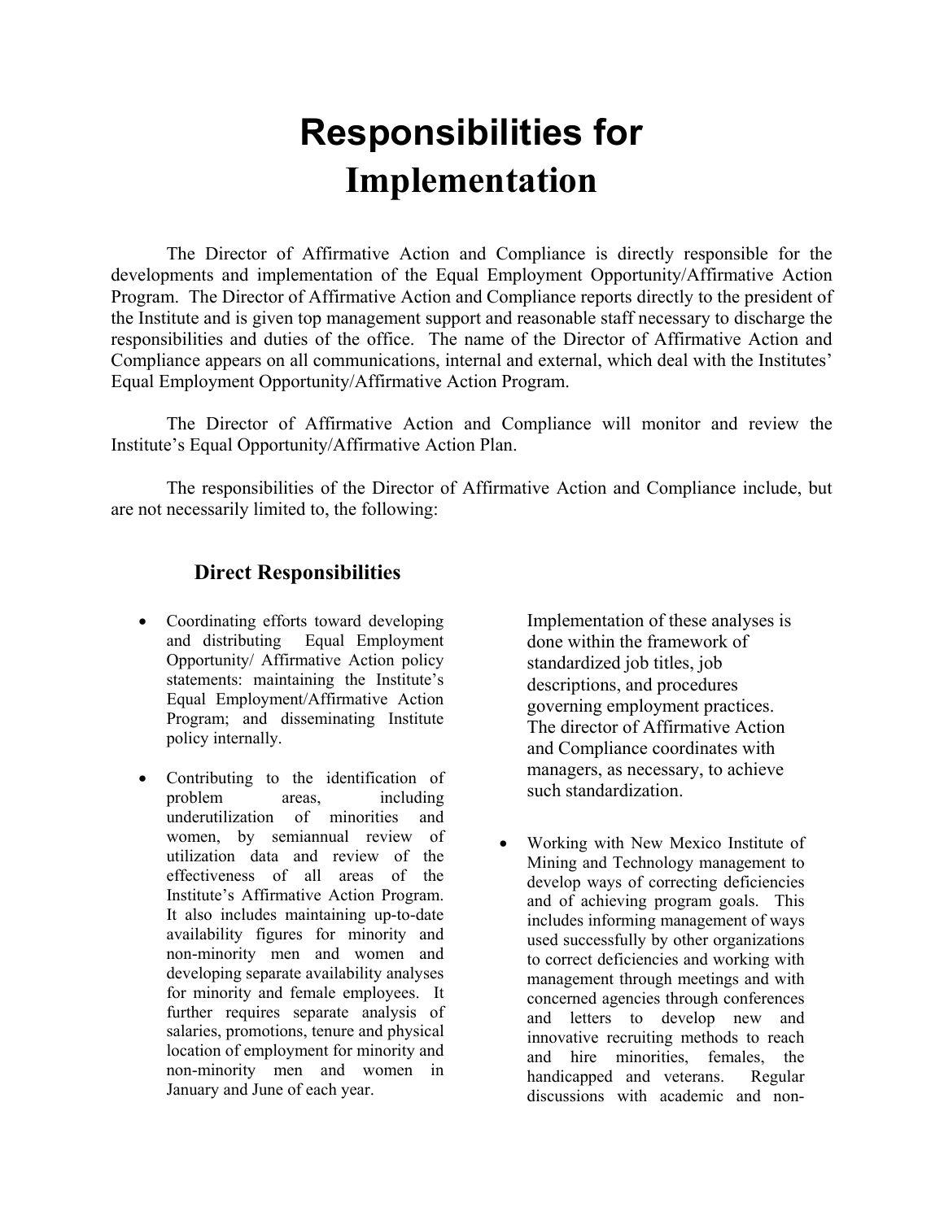# Responsibilities for Implementation

The Director of Affirmative Action and Compliance is directly responsible for the developments and implementation of the Equal Employment Opportunity/Affirmative Action Program. The Director of Affirmative Action and Compliance reports directly to the president of the Institute and is given top management support and reasonable staff necessary to discharge the responsibilities and duties of the office. The name of the Director of Affirmative Action and Compliance appears on all communications, internal and external, which deal with the Institutes' Equal Employment Opportunity/Affirmative Action Program.

The Director of Affirmative Action and Compliance will monitor and review the Institute's Equal Opportunity/Affirmative Action Plan.

The responsibilities of the Director of Affirmative Action and Compliance include, but are not necessarily limited to, the following:

## Direct Responsibilities

- Coordinating efforts toward developing and distributing Equal Employment Opportunity/ Affirmative Action policy statements: maintaining the Institute's Equal Employment/Affirmative Action Program; and disseminating Institute policy internally.

- Contributing to the identification of problem areas, including underutilization of minorities and women, by semiannual review of utilization data and review of the effectiveness of all areas of the Institute's Affirmative Action Program. It also includes maintaining up-to-date availability figures for minority and non-minority men and women and developing separate availability analyses for minority and female employees. It further requires separate analysis of salaries, promotions, tenure and physical location of employment for minority and non-minority men and women in January and June of each year.

  Implementation of these analyses is done within the framework of standardized job titles, job descriptions, and procedures governing employment practices. The director of Affirmative Action and Compliance coordinates with managers, as necessary, to achieve such standardization.

- Working with New Mexico Institute of Mining and Technology management to develop ways of correcting deficiencies and of achieving program goals. This includes informing management of ways used successfully by other organizations to correct deficiencies and working with management through meetings and with concerned agencies through conferences and letters to develop new and innovative recruiting methods to reach and hire minorities, females, the handicapped and veterans. Regular discussions with academic and non-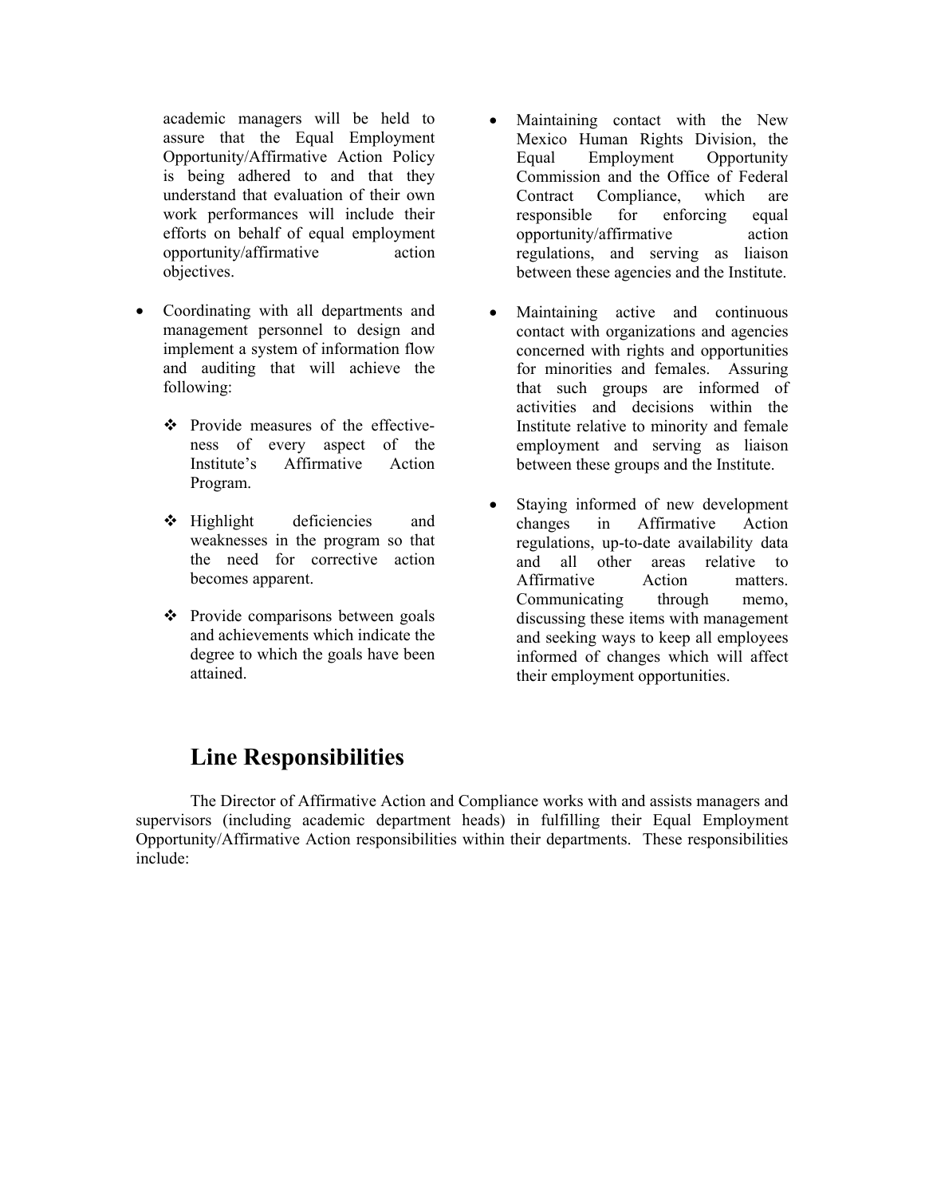academic managers will be held to assure that the Equal Employment Opportunity/Affirmative Action Policy is being adhered to and that they understand that evaluation of their own work performances will include their efforts on behalf of equal employment opportunity/affirmative action objectives.

- Coordinating with all departments and management personnel to design and implement a system of information flow and auditing that will achieve the following:

  - Provide measures of the effectiveness of every aspect of the Institute's Affirmative Action Program.

  - Highlight deficiencies and weaknesses in the program so that the need for corrective action becomes apparent.

  - Provide comparisons between goals and achievements which indicate the degree to which the goals have been attained.

- Maintaining contact with the New Mexico Human Rights Division, the Equal Employment Opportunity Commission and the Office of Federal Contract Compliance, which are responsible for enforcing equal opportunity/affirmative action regulations, and serving as liaison between these agencies and the Institute.

- Maintaining active and continuous contact with organizations and agencies concerned with rights and opportunities for minorities and females. Assuring that such groups are informed of activities and decisions within the Institute relative to minority and female employment and serving as liaison between these groups and the Institute.

- Staying informed of new development changes in Affirmative Action regulations, up-to-date availability data and all other areas relative to Affirmative Action matters. Communicating through memo, discussing these items with management and seeking ways to keep all employees informed of changes which will affect their employment opportunities.

## Line Responsibilities

The Director of Affirmative Action and Compliance works with and assists managers and supervisors (including academic department heads) in fulfilling their Equal Employment Opportunity/Affirmative Action responsibilities within their departments. These responsibilities include: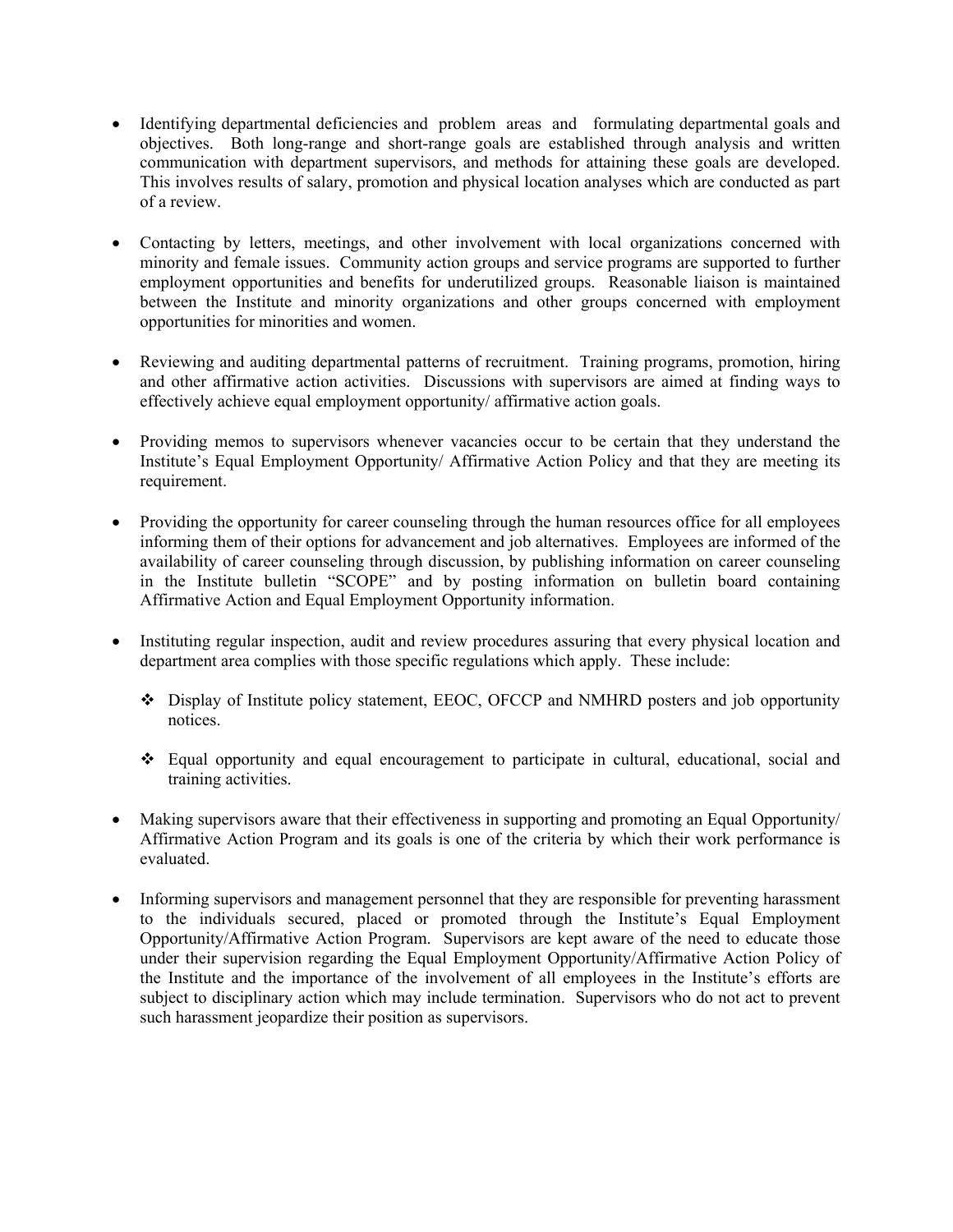- Identifying departmental deficiencies and problem areas and formulating departmental goals and objectives. Both long-range and short-range goals are established through analysis and written communication with department supervisors, and methods for attaining these goals are developed. This involves results of salary, promotion and physical location analyses which are conducted as part of a review.

- Contacting by letters, meetings, and other involvement with local organizations concerned with minority and female issues. Community action groups and service programs are supported to further employment opportunities and benefits for underutilized groups. Reasonable liaison is maintained between the Institute and minority organizations and other groups concerned with employment opportunities for minorities and women.

- Reviewing and auditing departmental patterns of recruitment. Training programs, promotion, hiring and other affirmative action activities. Discussions with supervisors are aimed at finding ways to effectively achieve equal employment opportunity/ affirmative action goals.

- Providing memos to supervisors whenever vacancies occur to be certain that they understand the Institute's Equal Employment Opportunity/ Affirmative Action Policy and that they are meeting its requirement.

- Providing the opportunity for career counseling through the human resources office for all employees informing them of their options for advancement and job alternatives. Employees are informed of the availability of career counseling through discussion, by publishing information on career counseling in the Institute bulletin "SCOPE" and by posting information on bulletin board containing Affirmative Action and Equal Employment Opportunity information.

- Instituting regular inspection, audit and review procedures assuring that every physical location and department area complies with those specific regulations which apply. These include:

  - Display of Institute policy statement, EEOC, OFCCP and NMHRD posters and job opportunity notices.

  - Equal opportunity and equal encouragement to participate in cultural, educational, social and training activities.

- Making supervisors aware that their effectiveness in supporting and promoting an Equal Opportunity/ Affirmative Action Program and its goals is one of the criteria by which their work performance is evaluated.

- Informing supervisors and management personnel that they are responsible for preventing harassment to the individuals secured, placed or promoted through the Institute's Equal Employment Opportunity/Affirmative Action Program. Supervisors are kept aware of the need to educate those under their supervision regarding the Equal Employment Opportunity/Affirmative Action Policy of the Institute and the importance of the involvement of all employees in the Institute's efforts are subject to disciplinary action which may include termination. Supervisors who do not act to prevent such harassment jeopardize their position as supervisors.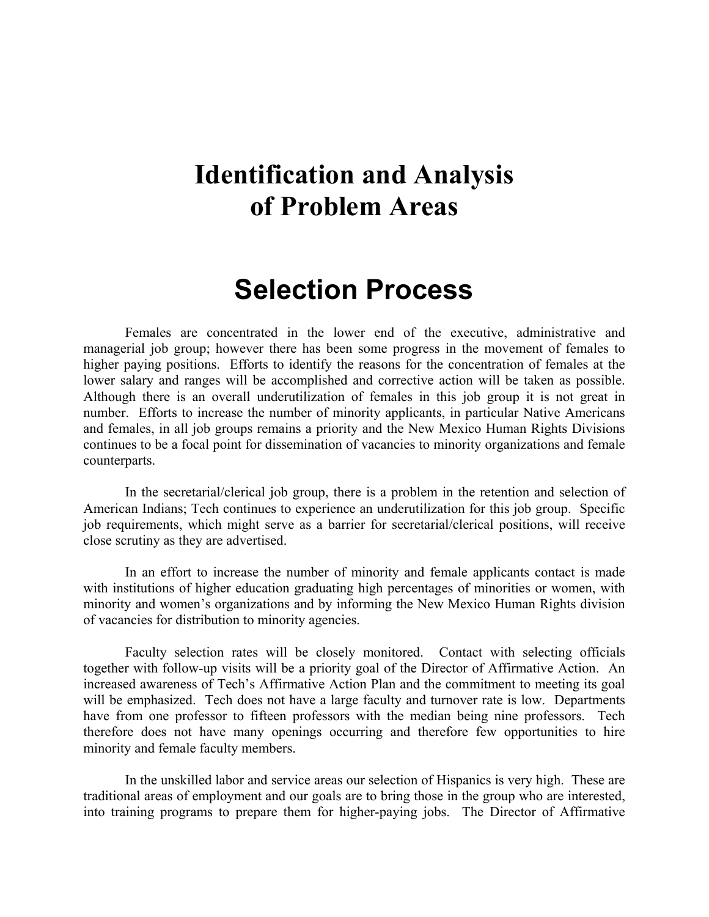# Identification and Analysis of Problem Areas

## Selection Process

Females are concentrated in the lower end of the executive, administrative and managerial job group; however there has been some progress in the movement of females to higher paying positions. Efforts to identify the reasons for the concentration of females at the lower salary and ranges will be accomplished and corrective action will be taken as possible. Although there is an overall underutilization of females in this job group it is not great in number. Efforts to increase the number of minority applicants, in particular Native Americans and females, in all job groups remains a priority and the New Mexico Human Rights Divisions continues to be a focal point for dissemination of vacancies to minority organizations and female counterparts.

In the secretarial/clerical job group, there is a problem in the retention and selection of American Indians; Tech continues to experience an underutilization for this job group. Specific job requirements, which might serve as a barrier for secretarial/clerical positions, will receive close scrutiny as they are advertised.

In an effort to increase the number of minority and female applicants contact is made with institutions of higher education graduating high percentages of minorities or women, with minority and women's organizations and by informing the New Mexico Human Rights division of vacancies for distribution to minority agencies.

Faculty selection rates will be closely monitored. Contact with selecting officials together with follow-up visits will be a priority goal of the Director of Affirmative Action. An increased awareness of Tech's Affirmative Action Plan and the commitment to meeting its goal will be emphasized. Tech does not have a large faculty and turnover rate is low. Departments have from one professor to fifteen professors with the median being nine professors. Tech therefore does not have many openings occurring and therefore few opportunities to hire minority and female faculty members.

In the unskilled labor and service areas our selection of Hispanics is very high. These are traditional areas of employment and our goals are to bring those in the group who are interested, into training programs to prepare them for higher-paying jobs. The Director of Affirmative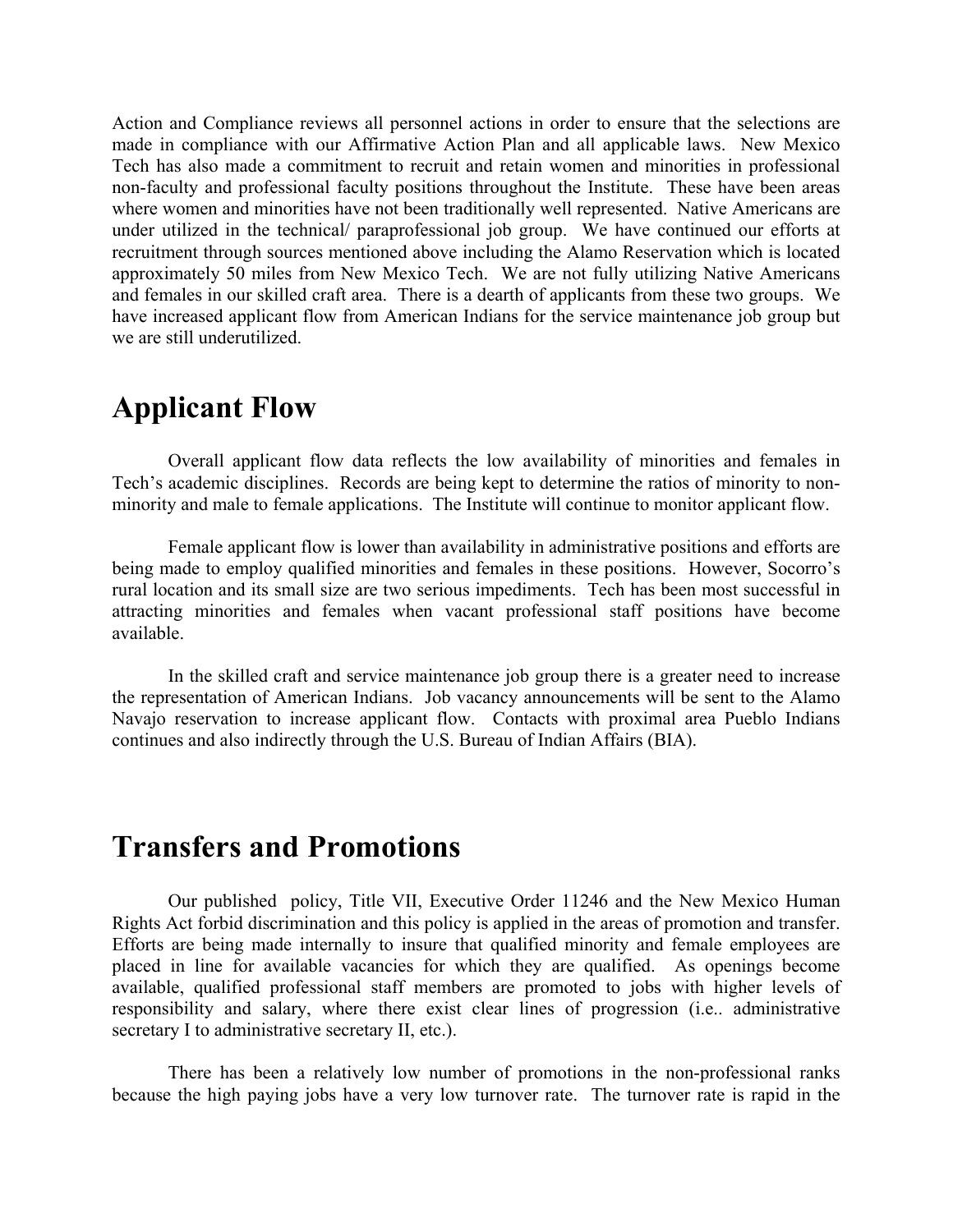Action and Compliance reviews all personnel actions in order to ensure that the selections are made in compliance with our Affirmative Action Plan and all applicable laws. New Mexico Tech has also made a commitment to recruit and retain women and minorities in professional non-faculty and professional faculty positions throughout the Institute. These have been areas where women and minorities have not been traditionally well represented. Native Americans are under utilized in the technical/ paraprofessional job group. We have continued our efforts at recruitment through sources mentioned above including the Alamo Reservation which is located approximately 50 miles from New Mexico Tech. We are not fully utilizing Native Americans and females in our skilled craft area. There is a dearth of applicants from these two groups. We have increased applicant flow from American Indians for the service maintenance job group but we are still underutilized.

# Applicant Flow

Overall applicant flow data reflects the low availability of minorities and females in Tech's academic disciplines. Records are being kept to determine the ratios of minority to non-minority and male to female applications. The Institute will continue to monitor applicant flow.

Female applicant flow is lower than availability in administrative positions and efforts are being made to employ qualified minorities and females in these positions. However, Socorro's rural location and its small size are two serious impediments. Tech has been most successful in attracting minorities and females when vacant professional staff positions have become available.

In the skilled craft and service maintenance job group there is a greater need to increase the representation of American Indians. Job vacancy announcements will be sent to the Alamo Navajo reservation to increase applicant flow. Contacts with proximal area Pueblo Indians continues and also indirectly through the U.S. Bureau of Indian Affairs (BIA).

# Transfers and Promotions

Our published policy, Title VII, Executive Order 11246 and the New Mexico Human Rights Act forbid discrimination and this policy is applied in the areas of promotion and transfer. Efforts are being made internally to insure that qualified minority and female employees are placed in line for available vacancies for which they are qualified. As openings become available, qualified professional staff members are promoted to jobs with higher levels of responsibility and salary, where there exist clear lines of progression (i.e.. administrative secretary I to administrative secretary II, etc.).

There has been a relatively low number of promotions in the non-professional ranks because the high paying jobs have a very low turnover rate. The turnover rate is rapid in the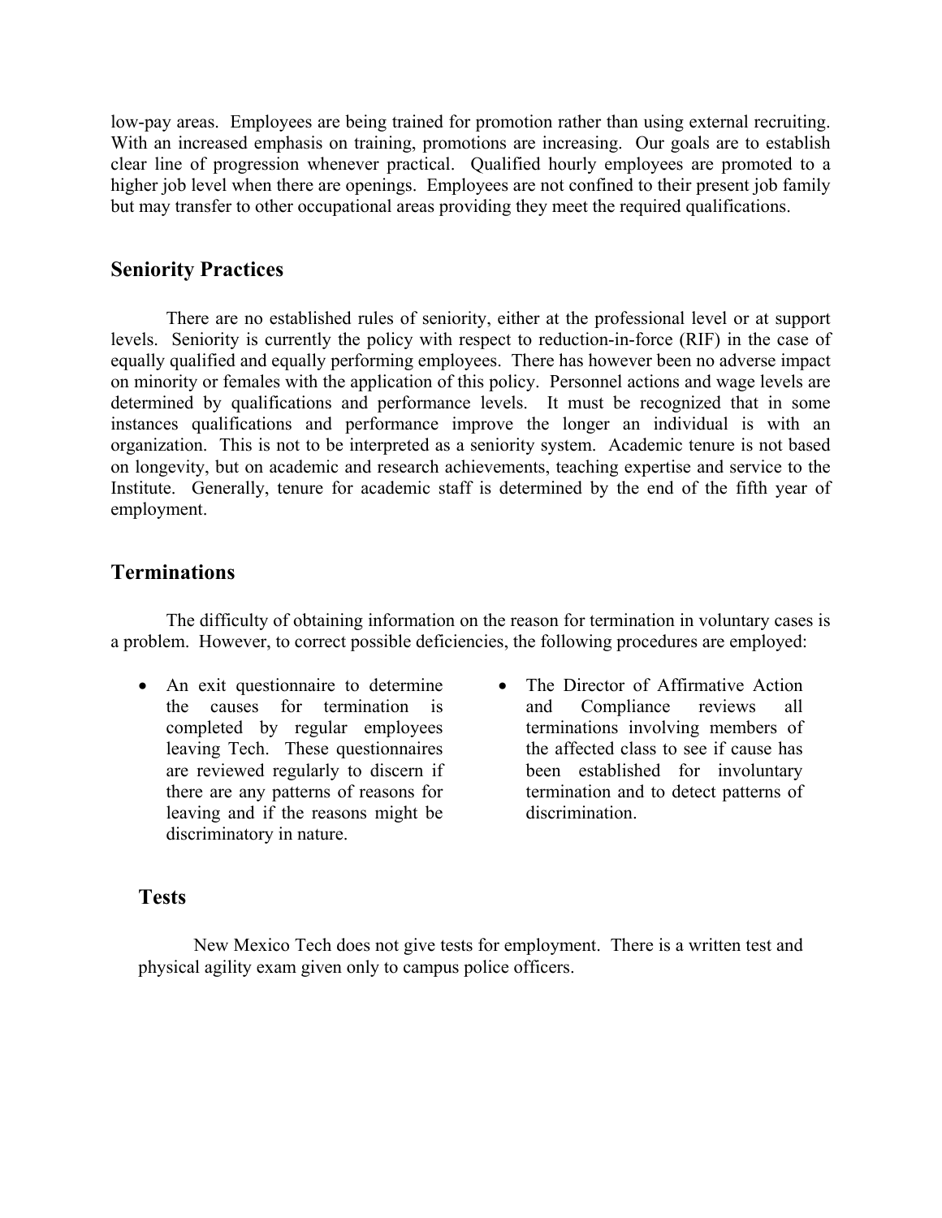low-pay areas. Employees are being trained for promotion rather than using external recruiting. With an increased emphasis on training, promotions are increasing. Our goals are to establish clear line of progression whenever practical. Qualified hourly employees are promoted to a higher job level when there are openings. Employees are not confined to their present job family but may transfer to other occupational areas providing they meet the required qualifications.

## Seniority Practices

There are no established rules of seniority, either at the professional level or at support levels. Seniority is currently the policy with respect to reduction-in-force (RIF) in the case of equally qualified and equally performing employees. There has however been no adverse impact on minority or females with the application of this policy. Personnel actions and wage levels are determined by qualifications and performance levels. It must be recognized that in some instances qualifications and performance improve the longer an individual is with an organization. This is not to be interpreted as a seniority system. Academic tenure is not based on longevity, but on academic and research achievements, teaching expertise and service to the Institute. Generally, tenure for academic staff is determined by the end of the fifth year of employment.

## Terminations

The difficulty of obtaining information on the reason for termination in voluntary cases is a problem. However, to correct possible deficiencies, the following procedures are employed:

- An exit questionnaire to determine the causes for termination is completed by regular employees leaving Tech. These questionnaires are reviewed regularly to discern if there are any patterns of reasons for leaving and if the reasons might be discriminatory in nature.
- The Director of Affirmative Action and Compliance reviews all terminations involving members of the affected class to see if cause has been established for involuntary termination and to detect patterns of discrimination.

## Tests

New Mexico Tech does not give tests for employment. There is a written test and physical agility exam given only to campus police officers.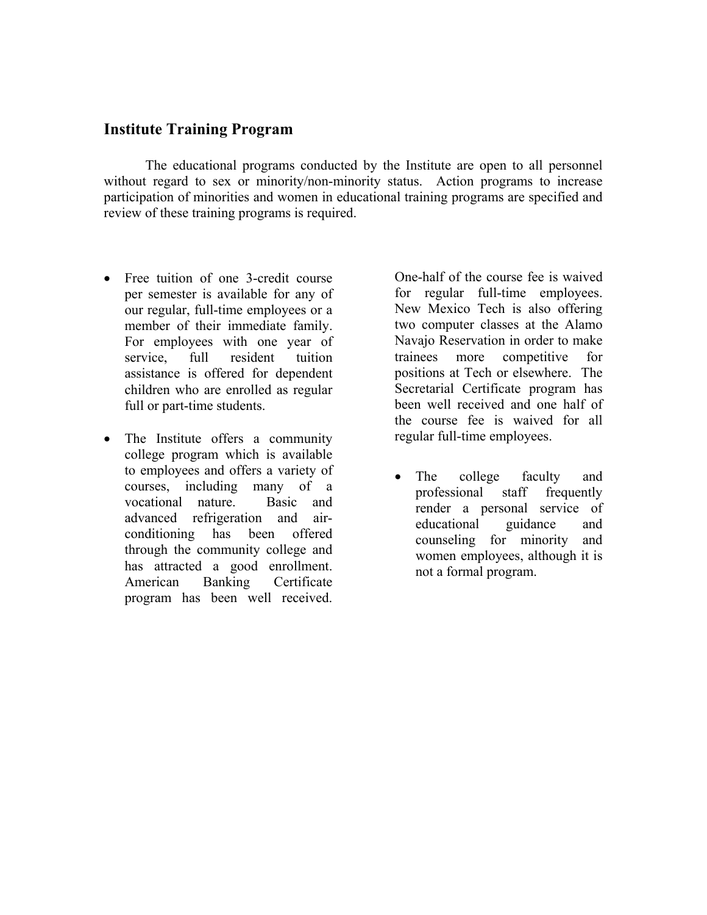## Institute Training Program

The educational programs conducted by the Institute are open to all personnel without regard to sex or minority/non-minority status. Action programs to increase participation of minorities and women in educational training programs are specified and review of these training programs is required.

- Free tuition of one 3-credit course per semester is available for any of our regular, full-time employees or a member of their immediate family. For employees with one year of service, full resident tuition assistance is offered for dependent children who are enrolled as regular full or part-time students.

- The Institute offers a community college program which is available to employees and offers a variety of courses, including many of a vocational nature. Basic and advanced refrigeration and air-conditioning has been offered through the community college and has attracted a good enrollment. American Banking Certificate program has been well received. One-half of the course fee is waived for regular full-time employees. New Mexico Tech is also offering two computer classes at the Alamo Navajo Reservation in order to make trainees more competitive for positions at Tech or elsewhere. The Secretarial Certificate program has been well received and one half of the course fee is waived for all regular full-time employees.

- The college faculty and professional staff frequently render a personal service of educational guidance and counseling for minority and women employees, although it is not a formal program.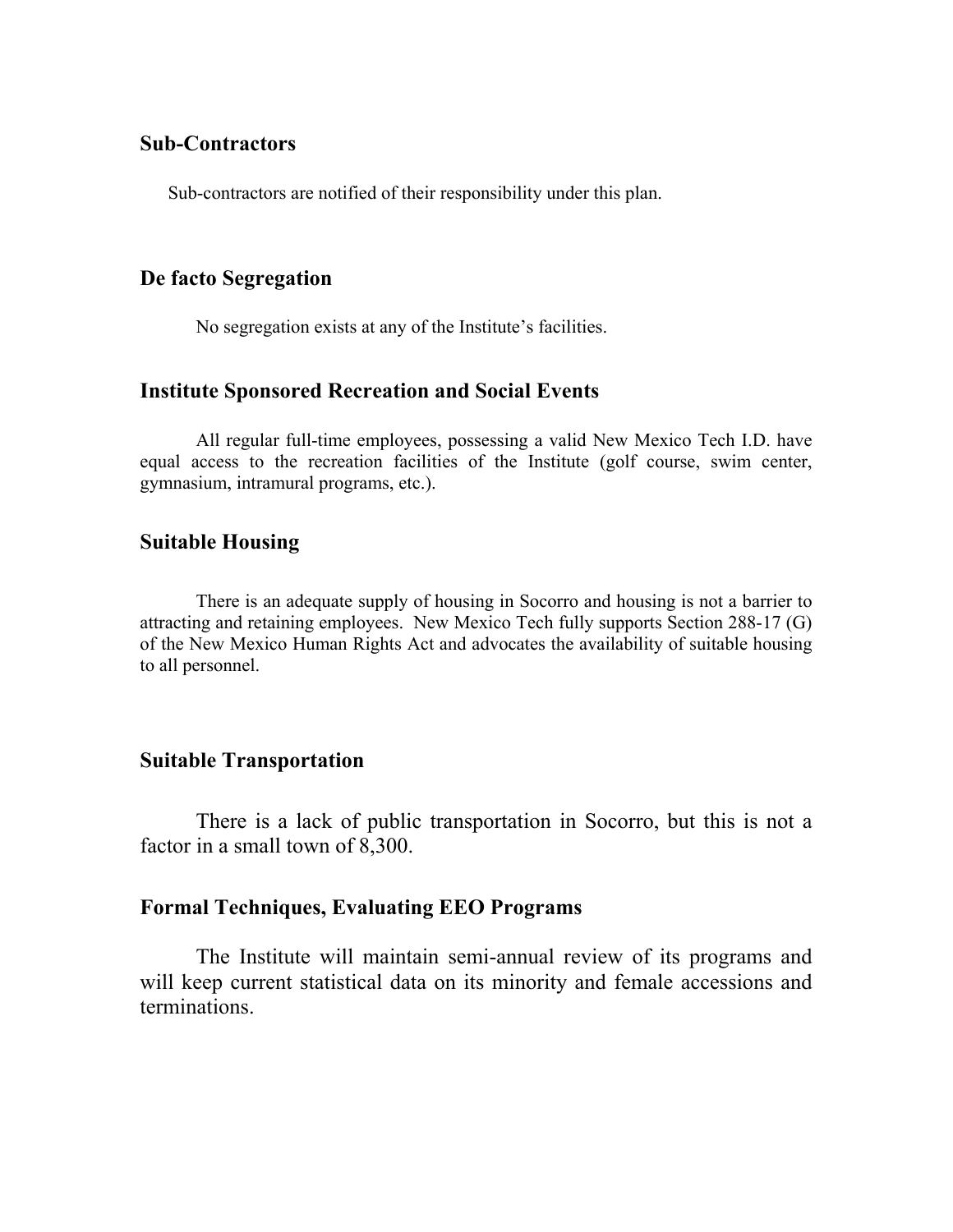## Sub-Contractors

Sub-contractors are notified of their responsibility under this plan.

## De facto Segregation

No segregation exists at any of the Institute's facilities.

## Institute Sponsored Recreation and Social Events

All regular full-time employees, possessing a valid New Mexico Tech I.D. have equal access to the recreation facilities of the Institute (golf course, swim center, gymnasium, intramural programs, etc.).

## Suitable Housing

There is an adequate supply of housing in Socorro and housing is not a barrier to attracting and retaining employees. New Mexico Tech fully supports Section 288-17 (G) of the New Mexico Human Rights Act and advocates the availability of suitable housing to all personnel.

## Suitable Transportation

There is a lack of public transportation in Socorro, but this is not a factor in a small town of 8,300.

## Formal Techniques, Evaluating EEO Programs

The Institute will maintain semi-annual review of its programs and will keep current statistical data on its minority and female accessions and terminations.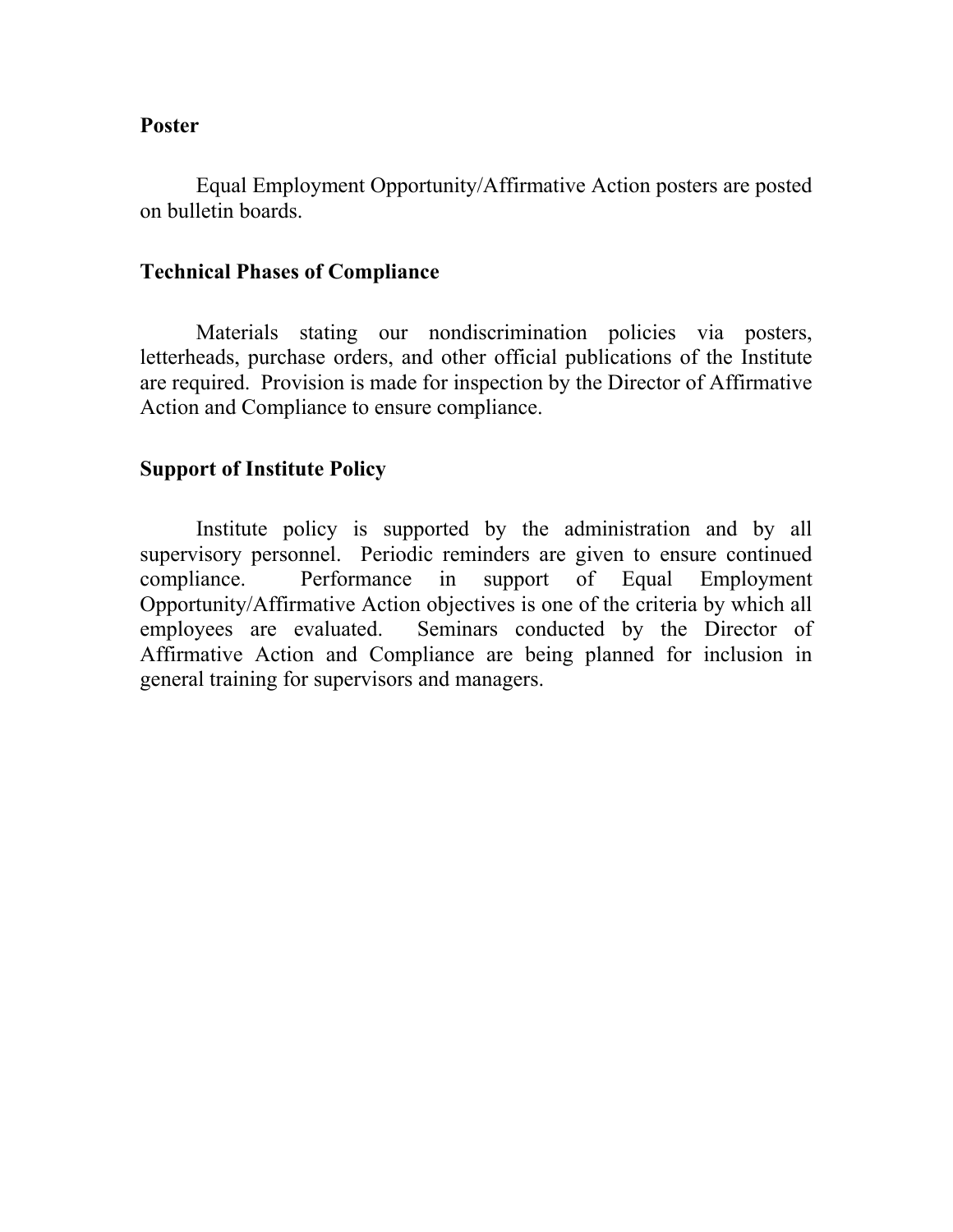**Poster**

Equal Employment Opportunity/Affirmative Action posters are posted on bulletin boards.

**Technical Phases of Compliance**

Materials stating our nondiscrimination policies via posters, letterheads, purchase orders, and other official publications of the Institute are required. Provision is made for inspection by the Director of Affirmative Action and Compliance to ensure compliance.

**Support of Institute Policy**

Institute policy is supported by the administration and by all supervisory personnel. Periodic reminders are given to ensure continued compliance. Performance in support of Equal Employment Opportunity/Affirmative Action objectives is one of the criteria by which all employees are evaluated. Seminars conducted by the Director of Affirmative Action and Compliance are being planned for inclusion in general training for supervisors and managers.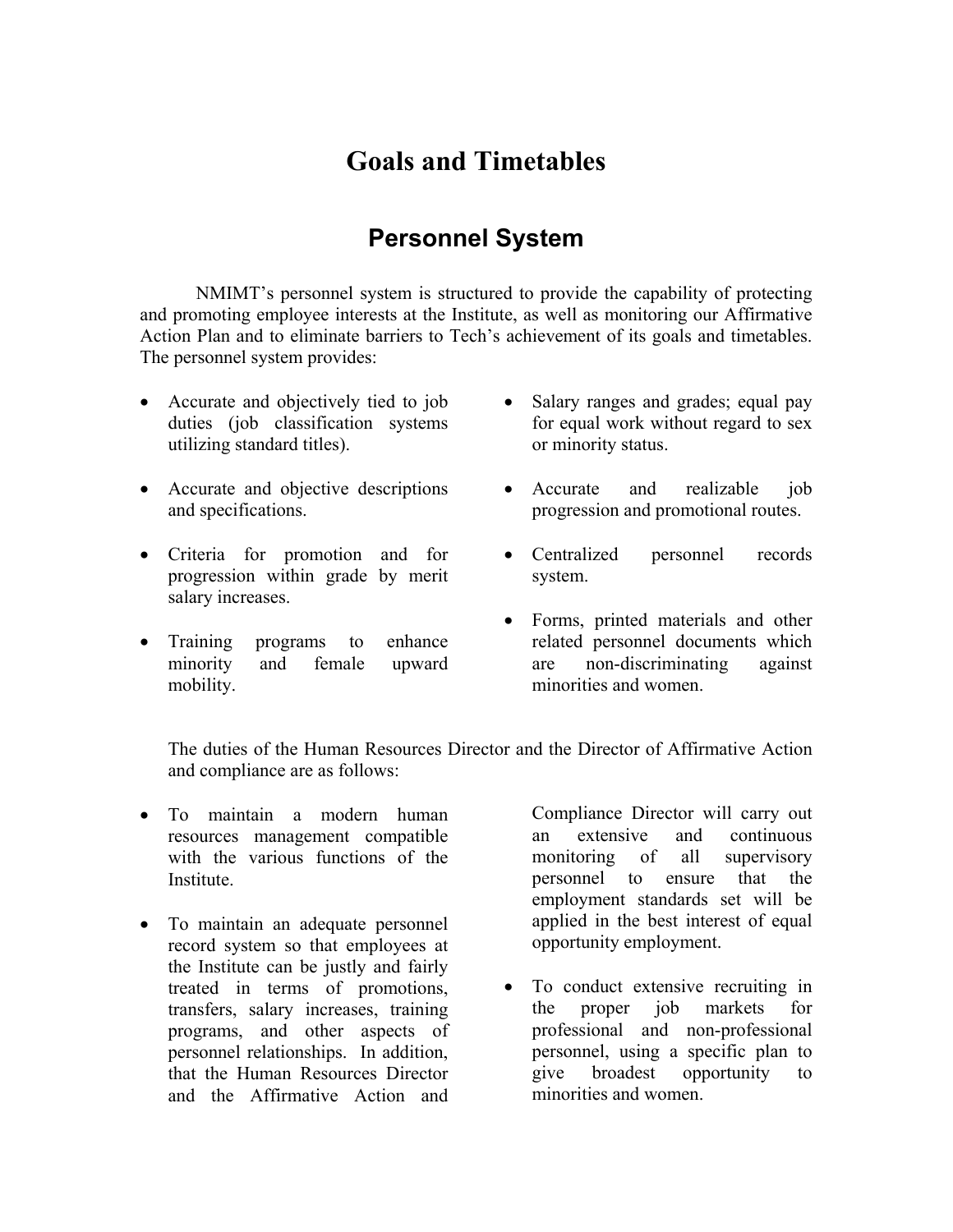# Goals and Timetables

## Personnel System

NMIMT's personnel system is structured to provide the capability of protecting and promoting employee interests at the Institute, as well as monitoring our Affirmative Action Plan and to eliminate barriers to Tech's achievement of its goals and timetables. The personnel system provides:

- Accurate and objectively tied to job duties (job classification systems utilizing standard titles).
- Accurate and objective descriptions and specifications.
- Criteria for promotion and for progression within grade by merit salary increases.
- Training programs to enhance minority and female upward mobility.
- Salary ranges and grades; equal pay for equal work without regard to sex or minority status.
- Accurate and realizable job progression and promotional routes.
- Centralized personnel records system.
- Forms, printed materials and other related personnel documents which are non-discriminating against minorities and women.

The duties of the Human Resources Director and the Director of Affirmative Action and compliance are as follows:

- To maintain a modern human resources management compatible with the various functions of the Institute.
- To maintain an adequate personnel record system so that employees at the Institute can be justly and fairly treated in terms of promotions, transfers, salary increases, training programs, and other aspects of personnel relationships. In addition, that the Human Resources Director and the Affirmative Action and Compliance Director will carry out an extensive and continuous monitoring of all supervisory personnel to ensure that the employment standards set will be applied in the best interest of equal opportunity employment.
- To conduct extensive recruiting in the proper job markets for professional and non-professional personnel, using a specific plan to give broadest opportunity to minorities and women.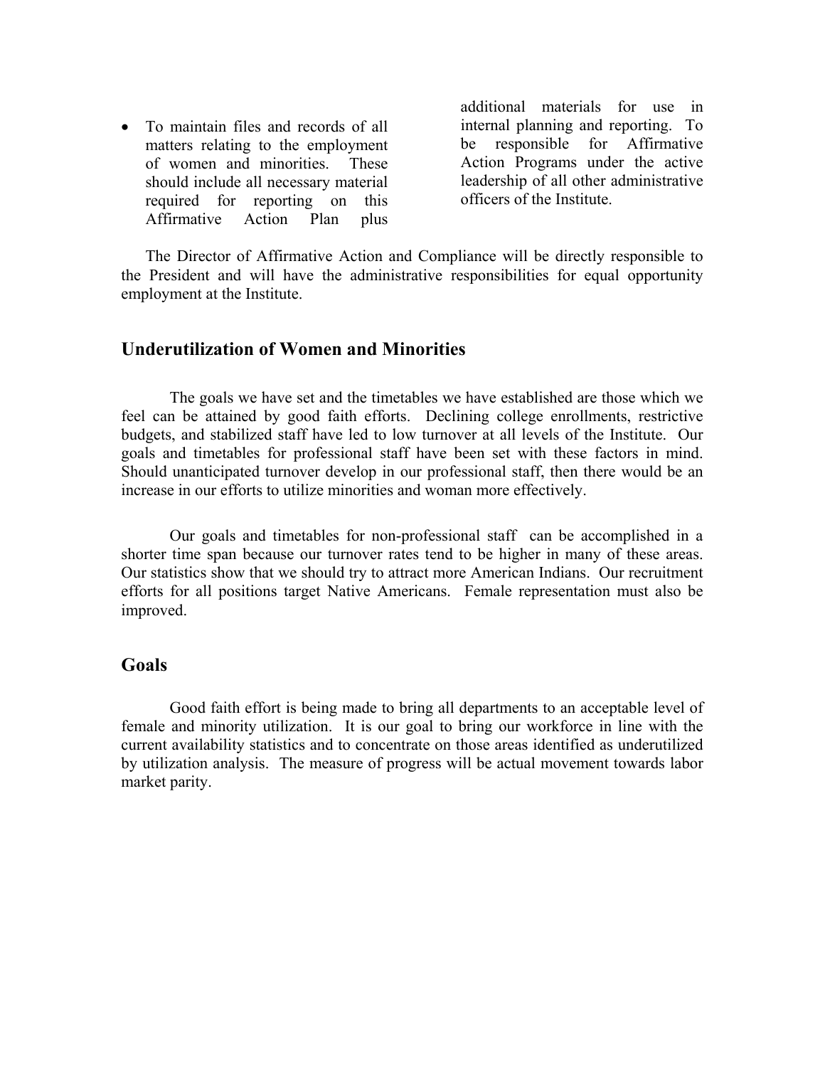- To maintain files and records of all matters relating to the employment of women and minorities. These should include all necessary material required for reporting on this Affirmative Action Plan plus additional materials for use in internal planning and reporting. To be responsible for Affirmative Action Programs under the active leadership of all other administrative officers of the Institute.

The Director of Affirmative Action and Compliance will be directly responsible to the President and will have the administrative responsibilities for equal opportunity employment at the Institute.

## Underutilization of Women and Minorities

The goals we have set and the timetables we have established are those which we feel can be attained by good faith efforts. Declining college enrollments, restrictive budgets, and stabilized staff have led to low turnover at all levels of the Institute. Our goals and timetables for professional staff have been set with these factors in mind. Should unanticipated turnover develop in our professional staff, then there would be an increase in our efforts to utilize minorities and woman more effectively.

Our goals and timetables for non-professional staff can be accomplished in a shorter time span because our turnover rates tend to be higher in many of these areas. Our statistics show that we should try to attract more American Indians. Our recruitment efforts for all positions target Native Americans. Female representation must also be improved.

## Goals

Good faith effort is being made to bring all departments to an acceptable level of female and minority utilization. It is our goal to bring our workforce in line with the current availability statistics and to concentrate on those areas identified as underutilized by utilization analysis. The measure of progress will be actual movement towards labor market parity.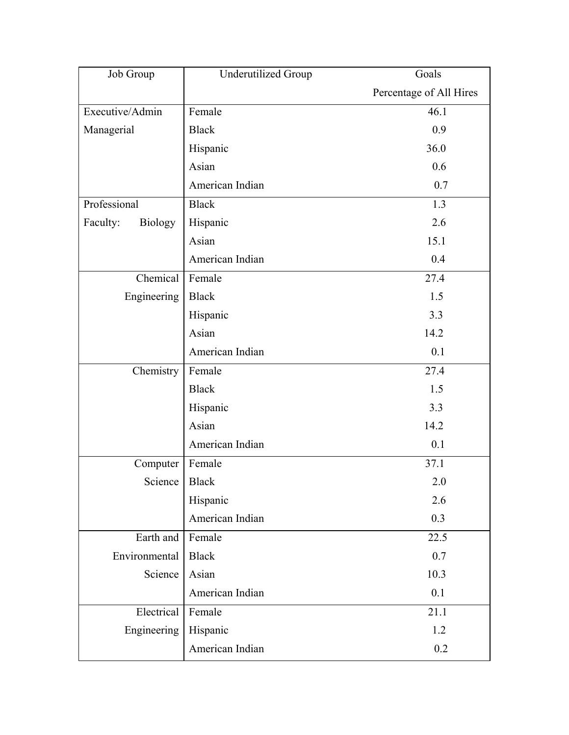| Job Group | Underutilized Group | Goals Percentage of All Hires |
|---|---|---|
| Executive/Admin Managerial | Female | 46.1 |
| | Black | 0.9 |
| | Hispanic | 36.0 |
| | Asian | 0.6 |
| | American Indian | 0.7 |
| Professional Faculty: Biology | Black | 1.3 |
| | Hispanic | 2.6 |
| | Asian | 15.1 |
| | American Indian | 0.4 |
| Chemical Engineering | Female | 27.4 |
| | Black | 1.5 |
| | Hispanic | 3.3 |
| | Asian | 14.2 |
| | American Indian | 0.1 |
| Chemistry | Female | 27.4 |
| | Black | 1.5 |
| | Hispanic | 3.3 |
| | Asian | 14.2 |
| | American Indian | 0.1 |
| Computer Science | Female | 37.1 |
| | Black | 2.0 |
| | Hispanic | 2.6 |
| | American Indian | 0.3 |
| Earth and Environmental Science | Female | 22.5 |
| | Black | 0.7 |
| | Asian | 10.3 |
| | American Indian | 0.1 |
| Electrical Engineering | Female | 21.1 |
| | Hispanic | 1.2 |
| | American Indian | 0.2 |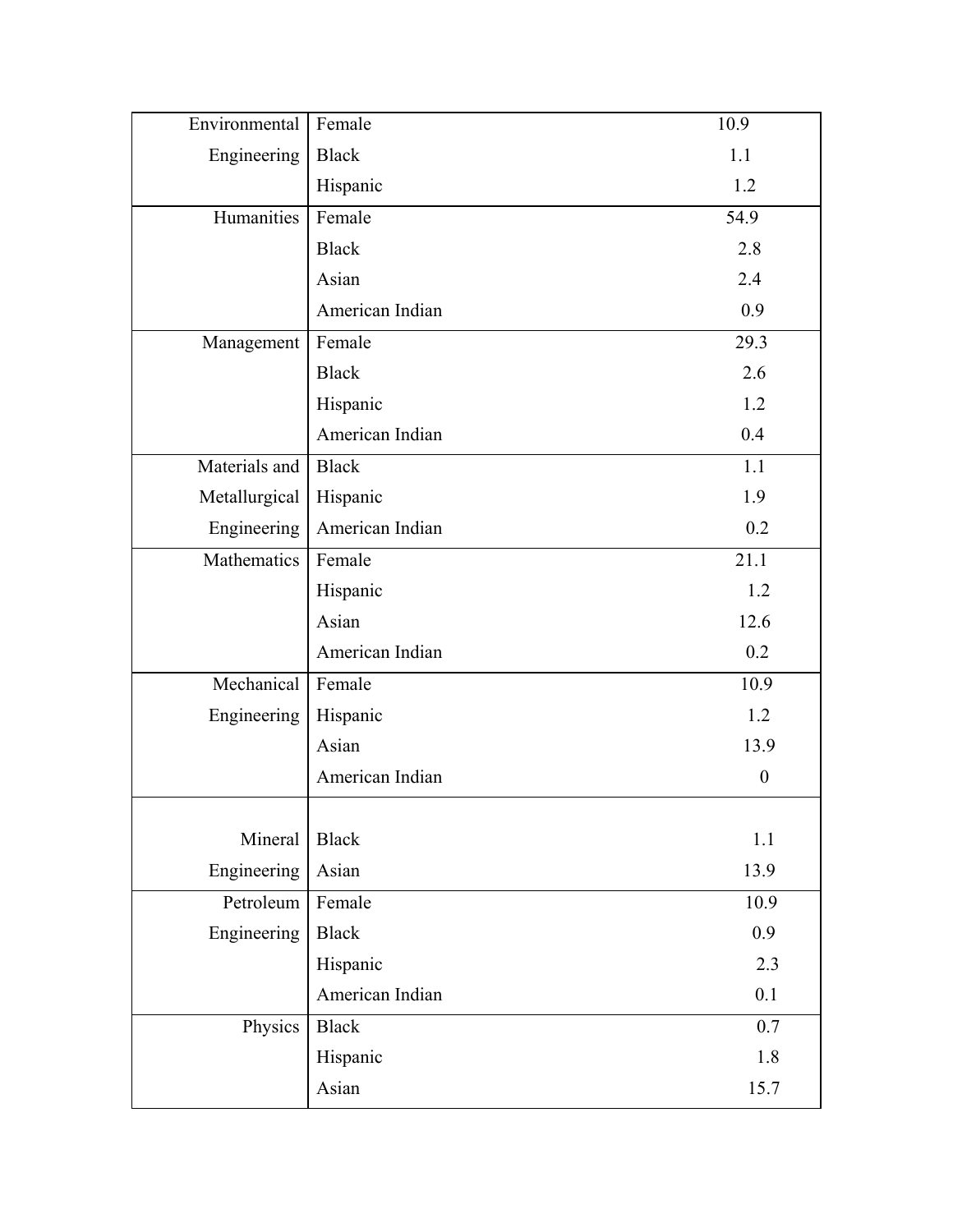| | | |
|---|---|---|
| Environmental Engineering | Female | 10.9 |
| | Black | 1.1 |
| | Hispanic | 1.2 |
| Humanities | Female | 54.9 |
| | Black | 2.8 |
| | Asian | 2.4 |
| | American Indian | 0.9 |
| Management | Female | 29.3 |
| | Black | 2.6 |
| | Hispanic | 1.2 |
| | American Indian | 0.4 |
| Materials and Metallurgical Engineering | Black | 1.1 |
| | Hispanic | 1.9 |
| | American Indian | 0.2 |
| Mathematics | Female | 21.1 |
| | Hispanic | 1.2 |
| | Asian | 12.6 |
| | American Indian | 0.2 |
| Mechanical Engineering | Female | 10.9 |
| | Hispanic | 1.2 |
| | Asian | 13.9 |
| | American Indian | 0 |
| Mineral Engineering | Black | 1.1 |
| | Asian | 13.9 |
| Petroleum Engineering | Female | 10.9 |
| | Black | 0.9 |
| | Hispanic | 2.3 |
| | American Indian | 0.1 |
| Physics | Black | 0.7 |
| | Hispanic | 1.8 |
| | Asian | 15.7 |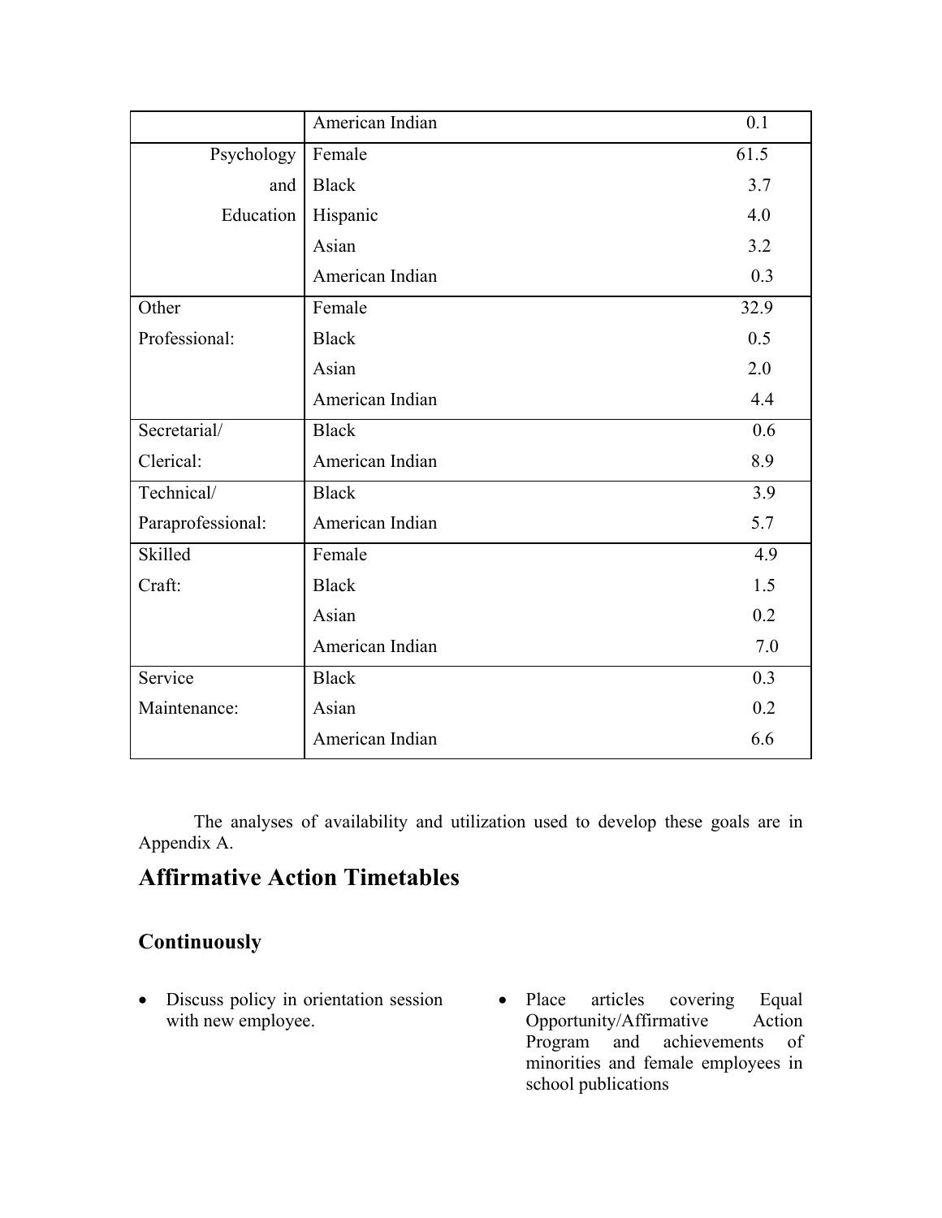| | | |
|---|---|---|
| | American Indian | 0.1 |
| Psychology and Education | Female | 61.5 |
| | Black | 3.7 |
| | Hispanic | 4.0 |
| | Asian | 3.2 |
| | American Indian | 0.3 |
| Other Professional: | Female | 32.9 |
| | Black | 0.5 |
| | Asian | 2.0 |
| | American Indian | 4.4 |
| Secretarial/ Clerical: | Black | 0.6 |
| | American Indian | 8.9 |
| Technical/ Paraprofessional: | Black | 3.9 |
| | American Indian | 5.7 |
| Skilled Craft: | Female | 4.9 |
| | Black | 1.5 |
| | Asian | 0.2 |
| | American Indian | 7.0 |
| Service Maintenance: | Black | 0.3 |
| | Asian | 0.2 |
| | American Indian | 6.6 |

The analyses of availability and utilization used to develop these goals are in Appendix A.

## Affirmative Action Timetables

### Continuously

- Discuss policy in orientation session with new employee.
- Place articles covering Equal Opportunity/Affirmative Action Program and achievements of minorities and female employees in school publications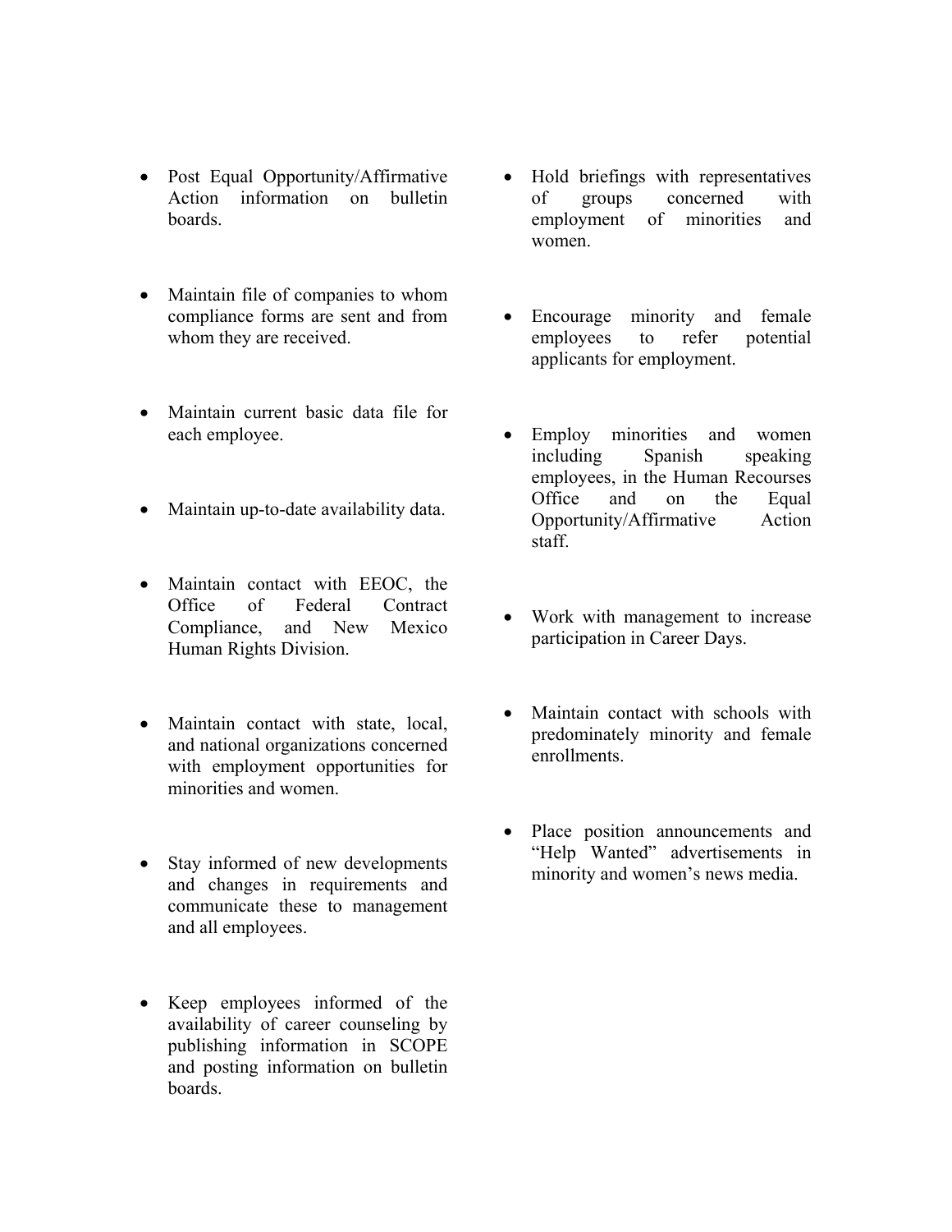- Post Equal Opportunity/Affirmative Action information on bulletin boards.

- Maintain file of companies to whom compliance forms are sent and from whom they are received.

- Maintain current basic data file for each employee.

- Maintain up-to-date availability data.

- Maintain contact with EEOC, the Office of Federal Contract Compliance, and New Mexico Human Rights Division.

- Maintain contact with state, local, and national organizations concerned with employment opportunities for minorities and women.

- Stay informed of new developments and changes in requirements and communicate these to management and all employees.

- Keep employees informed of the availability of career counseling by publishing information in SCOPE and posting information on bulletin boards.

- Hold briefings with representatives of groups concerned with employment of minorities and women.

- Encourage minority and female employees to refer potential applicants for employment.

- Employ minorities and women including Spanish speaking employees, in the Human Recourses Office and on the Equal Opportunity/Affirmative Action staff.

- Work with management to increase participation in Career Days.

- Maintain contact with schools with predominately minority and female enrollments.

- Place position announcements and "Help Wanted" advertisements in minority and women's news media.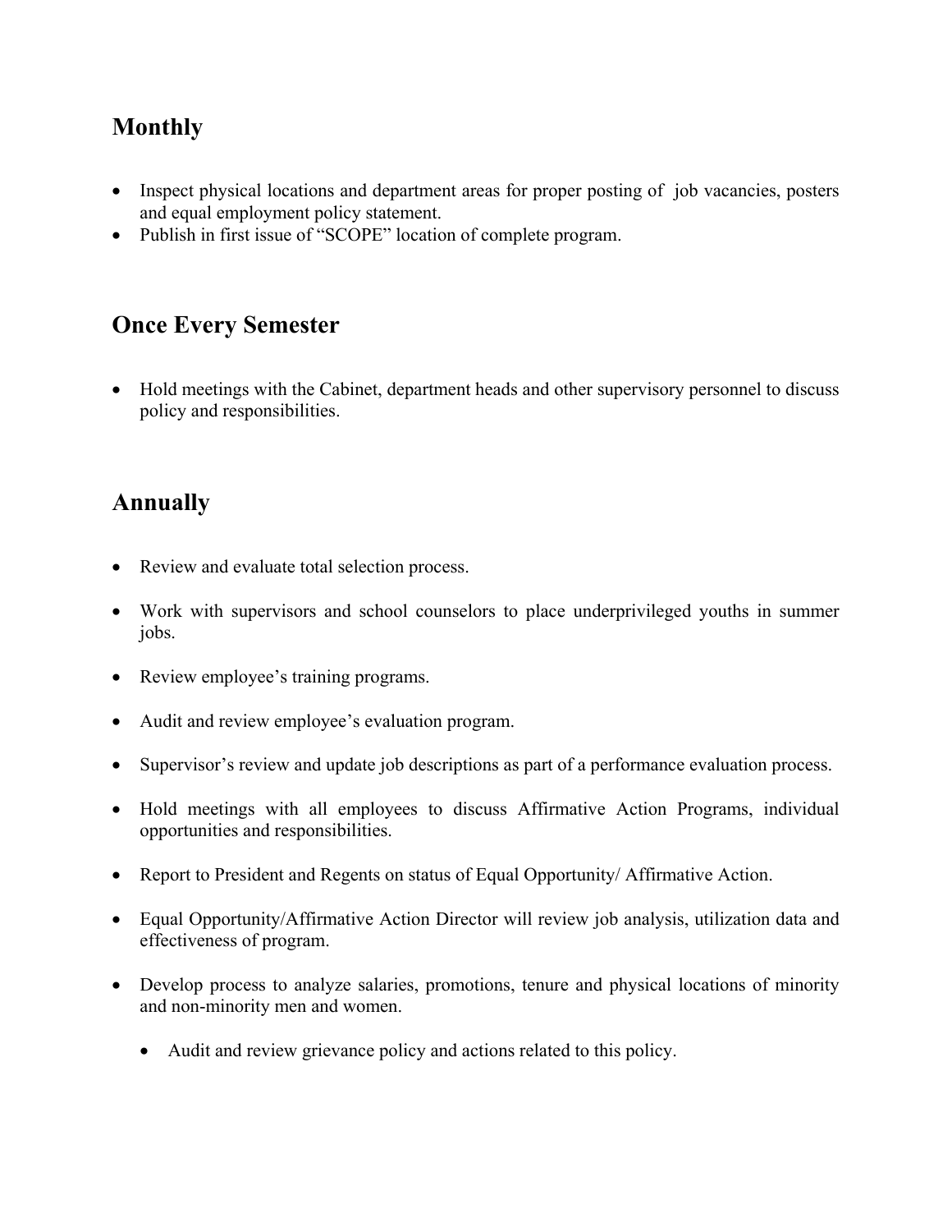## Monthly

- Inspect physical locations and department areas for proper posting of job vacancies, posters and equal employment policy statement.
- Publish in first issue of "SCOPE" location of complete program.

## Once Every Semester

- Hold meetings with the Cabinet, department heads and other supervisory personnel to discuss policy and responsibilities.

## Annually

- Review and evaluate total selection process.
- Work with supervisors and school counselors to place underprivileged youths in summer jobs.
- Review employee's training programs.
- Audit and review employee's evaluation program.
- Supervisor's review and update job descriptions as part of a performance evaluation process.
- Hold meetings with all employees to discuss Affirmative Action Programs, individual opportunities and responsibilities.
- Report to President and Regents on status of Equal Opportunity/ Affirmative Action.
- Equal Opportunity/Affirmative Action Director will review job analysis, utilization data and effectiveness of program.
- Develop process to analyze salaries, promotions, tenure and physical locations of minority and non-minority men and women.
    - Audit and review grievance policy and actions related to this policy.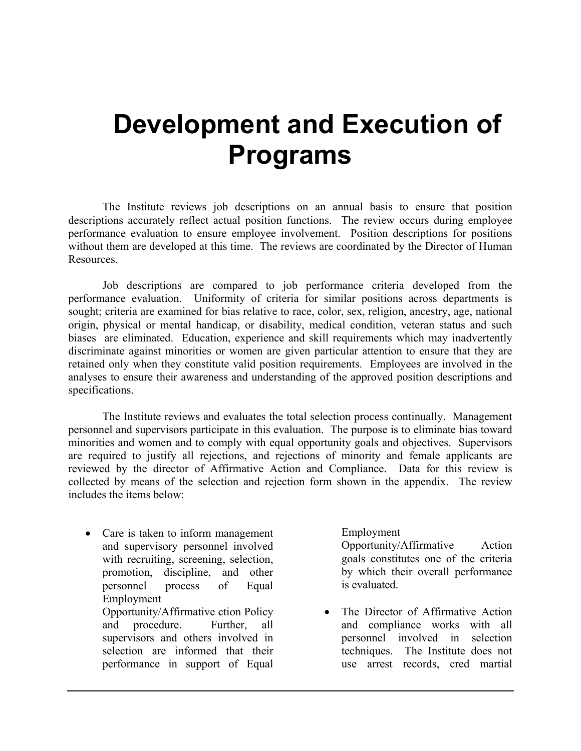# Development and Execution of Programs

The Institute reviews job descriptions on an annual basis to ensure that position descriptions accurately reflect actual position functions. The review occurs during employee performance evaluation to ensure employee involvement. Position descriptions for positions without them are developed at this time. The reviews are coordinated by the Director of Human Resources.

Job descriptions are compared to job performance criteria developed from the performance evaluation. Uniformity of criteria for similar positions across departments is sought; criteria are examined for bias relative to race, color, sex, religion, ancestry, age, national origin, physical or mental handicap, or disability, medical condition, veteran status and such biases are eliminated. Education, experience and skill requirements which may inadvertently discriminate against minorities or women are given particular attention to ensure that they are retained only when they constitute valid position requirements. Employees are involved in the analyses to ensure their awareness and understanding of the approved position descriptions and specifications.

The Institute reviews and evaluates the total selection process continually. Management personnel and supervisors participate in this evaluation. The purpose is to eliminate bias toward minorities and women and to comply with equal opportunity goals and objectives. Supervisors are required to justify all rejections, and rejections of minority and female applicants are reviewed by the director of Affirmative Action and Compliance. Data for this review is collected by means of the selection and rejection form shown in the appendix. The review includes the items below:

- Care is taken to inform management and supervisory personnel involved with recruiting, screening, selection, promotion, discipline, and other personnel process of Equal Employment Opportunity/Affirmative ction Policy and procedure. Further, all supervisors and others involved in selection are informed that their performance in support of Equal Employment Opportunity/Affirmative Action goals constitutes one of the criteria by which their overall performance is evaluated.
- The Director of Affirmative Action and compliance works with all personnel involved in selection techniques. The Institute does not use arrest records, cred martial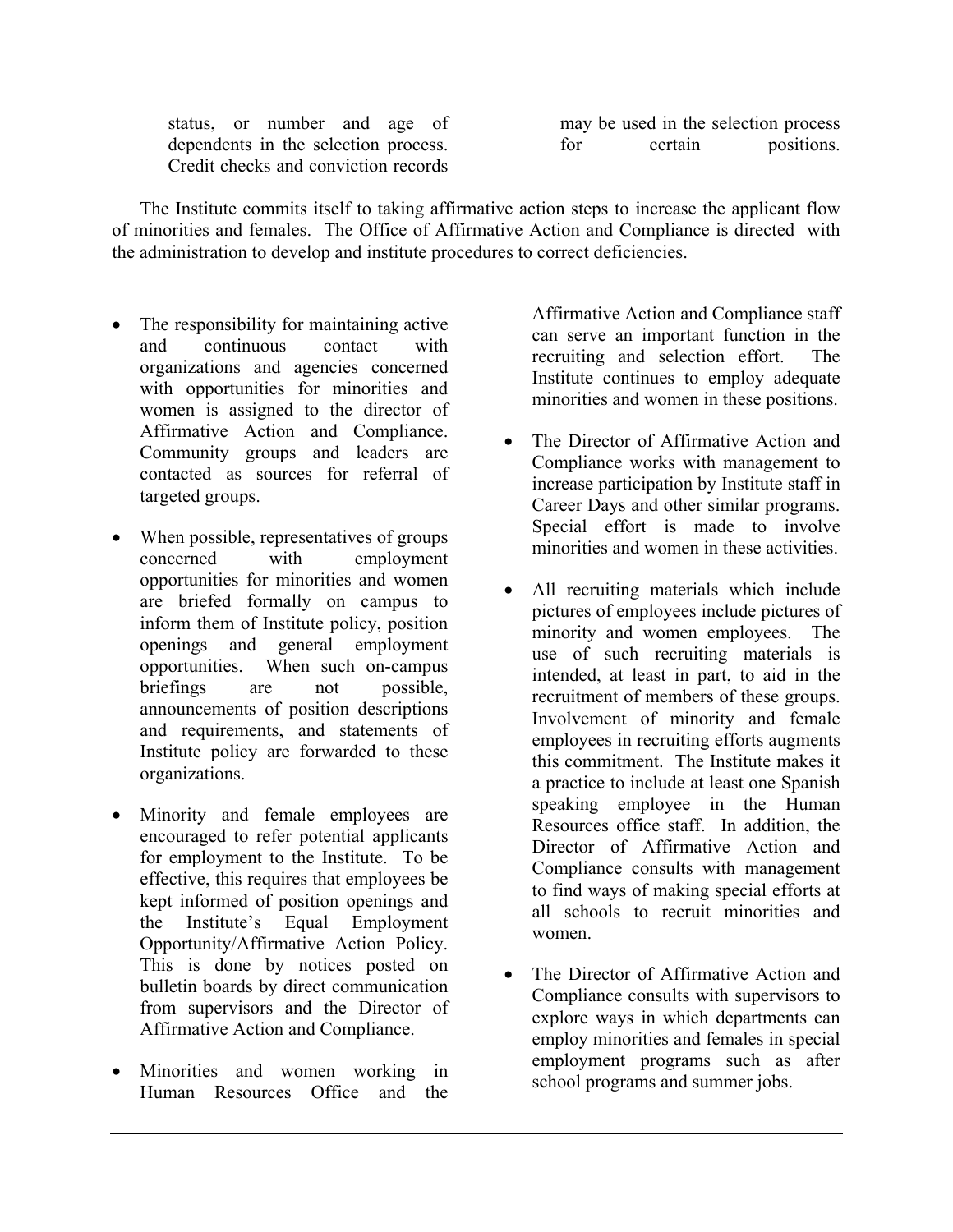status, or number and age of dependents in the selection process. Credit checks and conviction records may be used in the selection process for certain positions.

The Institute commits itself to taking affirmative action steps to increase the applicant flow of minorities and females. The Office of Affirmative Action and Compliance is directed with the administration to develop and institute procedures to correct deficiencies.

- The responsibility for maintaining active and continuous contact with organizations and agencies concerned with opportunities for minorities and women is assigned to the director of Affirmative Action and Compliance. Community groups and leaders are contacted as sources for referral of targeted groups.

- When possible, representatives of groups concerned with employment opportunities for minorities and women are briefed formally on campus to inform them of Institute policy, position openings and general employment opportunities. When such on-campus briefings are not possible, announcements of position descriptions and requirements, and statements of Institute policy are forwarded to these organizations.

- Minority and female employees are encouraged to refer potential applicants for employment to the Institute. To be effective, this requires that employees be kept informed of position openings and the Institute's Equal Employment Opportunity/Affirmative Action Policy. This is done by notices posted on bulletin boards by direct communication from supervisors and the Director of Affirmative Action and Compliance.

- Minorities and women working in Human Resources Office and the Affirmative Action and Compliance staff can serve an important function in the recruiting and selection effort. The Institute continues to employ adequate minorities and women in these positions.

- The Director of Affirmative Action and Compliance works with management to increase participation by Institute staff in Career Days and other similar programs. Special effort is made to involve minorities and women in these activities.

- All recruiting materials which include pictures of employees include pictures of minority and women employees. The use of such recruiting materials is intended, at least in part, to aid in the recruitment of members of these groups. Involvement of minority and female employees in recruiting efforts augments this commitment. The Institute makes it a practice to include at least one Spanish speaking employee in the Human Resources office staff. In addition, the Director of Affirmative Action and Compliance consults with management to find ways of making special efforts at all schools to recruit minorities and women.

- The Director of Affirmative Action and Compliance consults with supervisors to explore ways in which departments can employ minorities and females in special employment programs such as after school programs and summer jobs.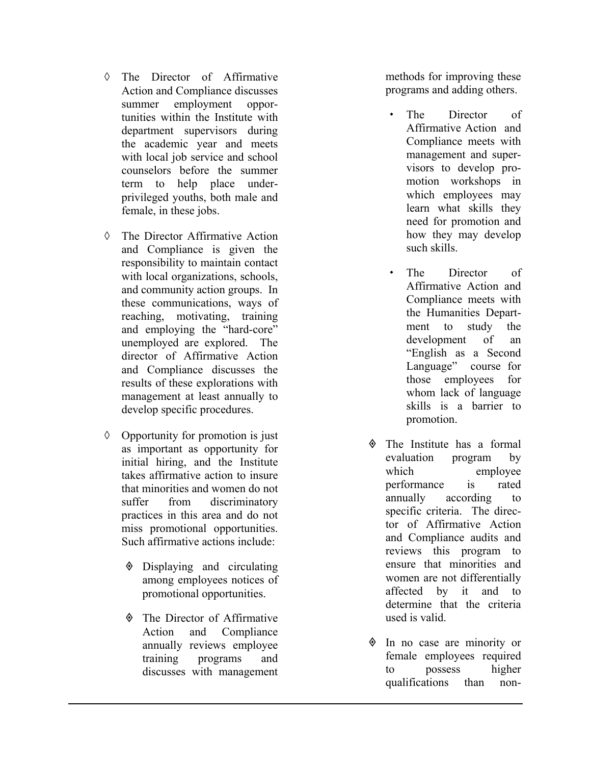- The Director of Affirmative Action and Compliance discusses summer employment opportunities within the Institute with department supervisors during the academic year and meets with local job service and school counselors before the summer term to help place underprivileged youths, both male and female, in these jobs.

- The Director Affirmative Action and Compliance is given the responsibility to maintain contact with local organizations, schools, and community action groups. In these communications, ways of reaching, motivating, training and employing the "hard-core" unemployed are explored. The director of Affirmative Action and Compliance discusses the results of these explorations with management at least annually to develop specific procedures.

- Opportunity for promotion is just as important as opportunity for initial hiring, and the Institute takes affirmative action to insure that minorities and women do not suffer from discriminatory practices in this area and do not miss promotional opportunities. Such affirmative actions include:

  - Displaying and circulating among employees notices of promotional opportunities.

  - The Director of Affirmative Action and Compliance annually reviews employee training programs and discusses with management methods for improving these programs and adding others.

    - The Director of Affirmative Action and Compliance meets with management and supervisors to develop promotion workshops in which employees may learn what skills they need for promotion and how they may develop such skills.

    - The Director of Affirmative Action and Compliance meets with the Humanities Department to study the development of an "English as a Second Language" course for those employees for whom lack of language skills is a barrier to promotion.

  - The Institute has a formal evaluation program by which employee performance is rated annually according to specific criteria. The director of Affirmative Action and Compliance audits and reviews this program to ensure that minorities and women are not differentially affected by it and to determine that the criteria used is valid.

  - In no case are minority or female employees required to possess higher qualifications than non-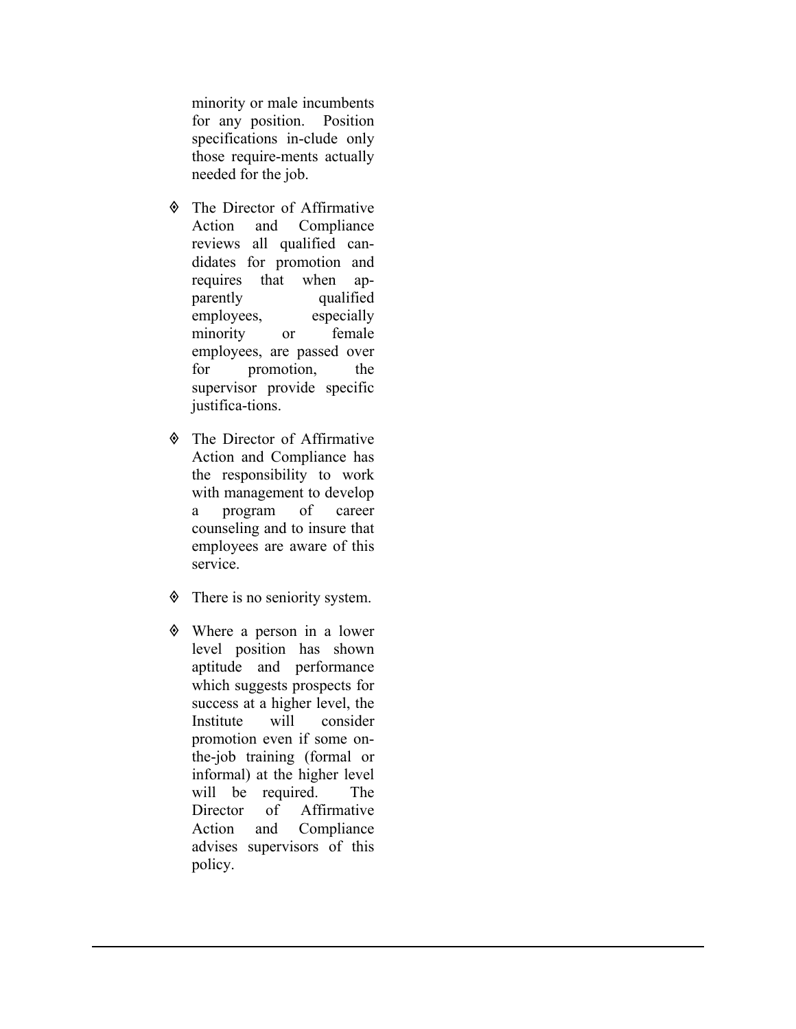minority or male incumbents for any position. Position specifications in-clude only those require-ments actually needed for the job.

- The Director of Affirmative Action and Compliance reviews all qualified can-didates for promotion and requires that when ap-parently qualified employees, especially minority or female employees, are passed over for promotion, the supervisor provide specific justifica-tions.

- The Director of Affirmative Action and Compliance has the responsibility to work with management to develop a program of career counseling and to insure that employees are aware of this service.

- There is no seniority system.

- Where a person in a lower level position has shown aptitude and performance which suggests prospects for success at a higher level, the Institute will consider promotion even if some on-the-job training (formal or informal) at the higher level will be required. The Director of Affirmative Action and Compliance advises supervisors of this policy.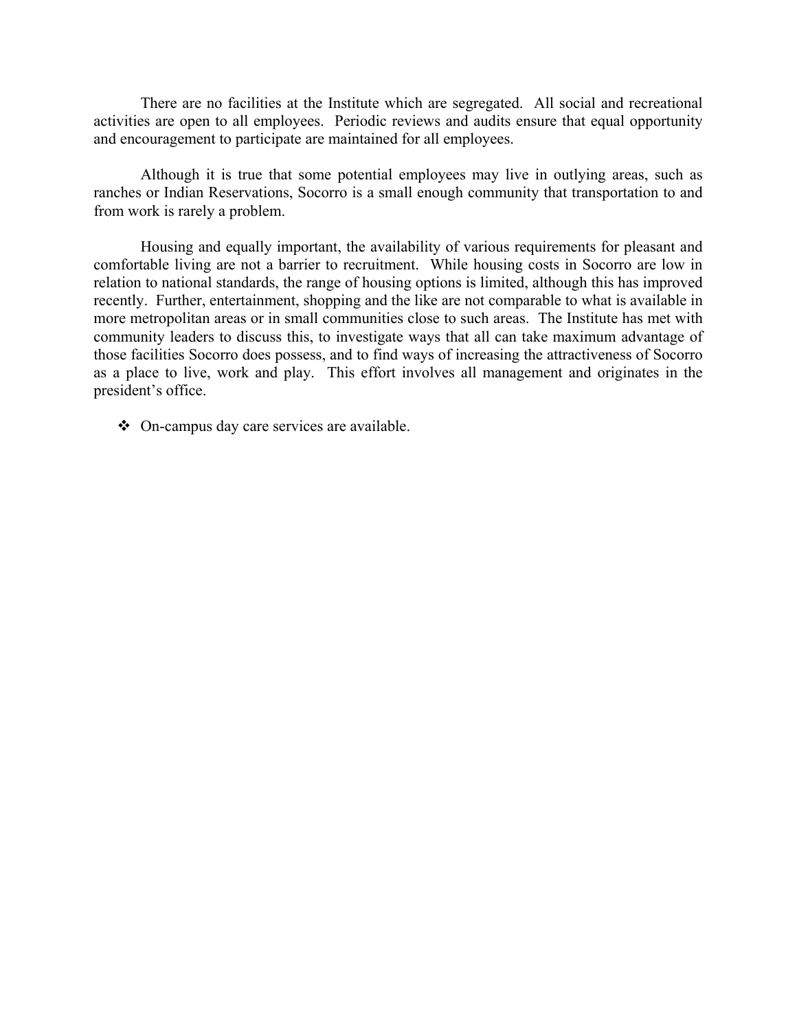There are no facilities at the Institute which are segregated. All social and recreational activities are open to all employees. Periodic reviews and audits ensure that equal opportunity and encouragement to participate are maintained for all employees.

Although it is true that some potential employees may live in outlying areas, such as ranches or Indian Reservations, Socorro is a small enough community that transportation to and from work is rarely a problem.

Housing and equally important, the availability of various requirements for pleasant and comfortable living are not a barrier to recruitment. While housing costs in Socorro are low in relation to national standards, the range of housing options is limited, although this has improved recently. Further, entertainment, shopping and the like are not comparable to what is available in more metropolitan areas or in small communities close to such areas. The Institute has met with community leaders to discuss this, to investigate ways that all can take maximum advantage of those facilities Socorro does possess, and to find ways of increasing the attractiveness of Socorro as a place to live, work and play. This effort involves all management and originates in the president's office.

- On-campus day care services are available.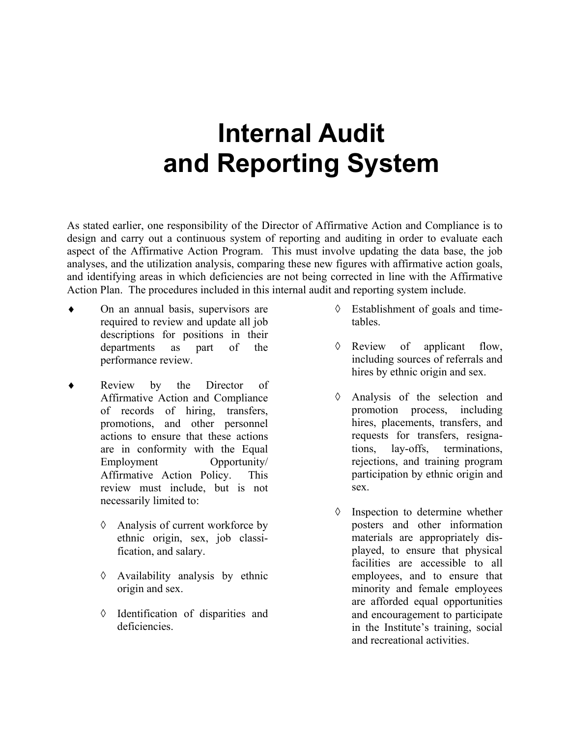# Internal Audit and Reporting System

As stated earlier, one responsibility of the Director of Affirmative Action and Compliance is to design and carry out a continuous system of reporting and auditing in order to evaluate each aspect of the Affirmative Action Program. This must involve updating the data base, the job analyses, and the utilization analysis, comparing these new figures with affirmative action goals, and identifying areas in which deficiencies are not being corrected in line with the Affirmative Action Plan. The procedures included in this internal audit and reporting system include.

- On an annual basis, supervisors are required to review and update all job descriptions for positions in their departments as part of the performance review.
- Review by the Director of Affirmative Action and Compliance of records of hiring, transfers, promotions, and other personnel actions to ensure that these actions are in conformity with the Equal Employment Opportunity/ Affirmative Action Policy. This review must include, but is not necessarily limited to:
  - Analysis of current workforce by ethnic origin, sex, job classification, and salary.
  - Availability analysis by ethnic origin and sex.
  - Identification of disparities and deficiencies.
  - Establishment of goals and timetables.
  - Review of applicant flow, including sources of referrals and hires by ethnic origin and sex.
  - Analysis of the selection and promotion process, including hires, placements, transfers, and requests for transfers, resignations, lay-offs, terminations, rejections, and training program participation by ethnic origin and sex.
  - Inspection to determine whether posters and other information materials are appropriately displayed, to ensure that physical facilities are accessible to all employees, and to ensure that minority and female employees are afforded equal opportunities and encouragement to participate in the Institute's training, social and recreational activities.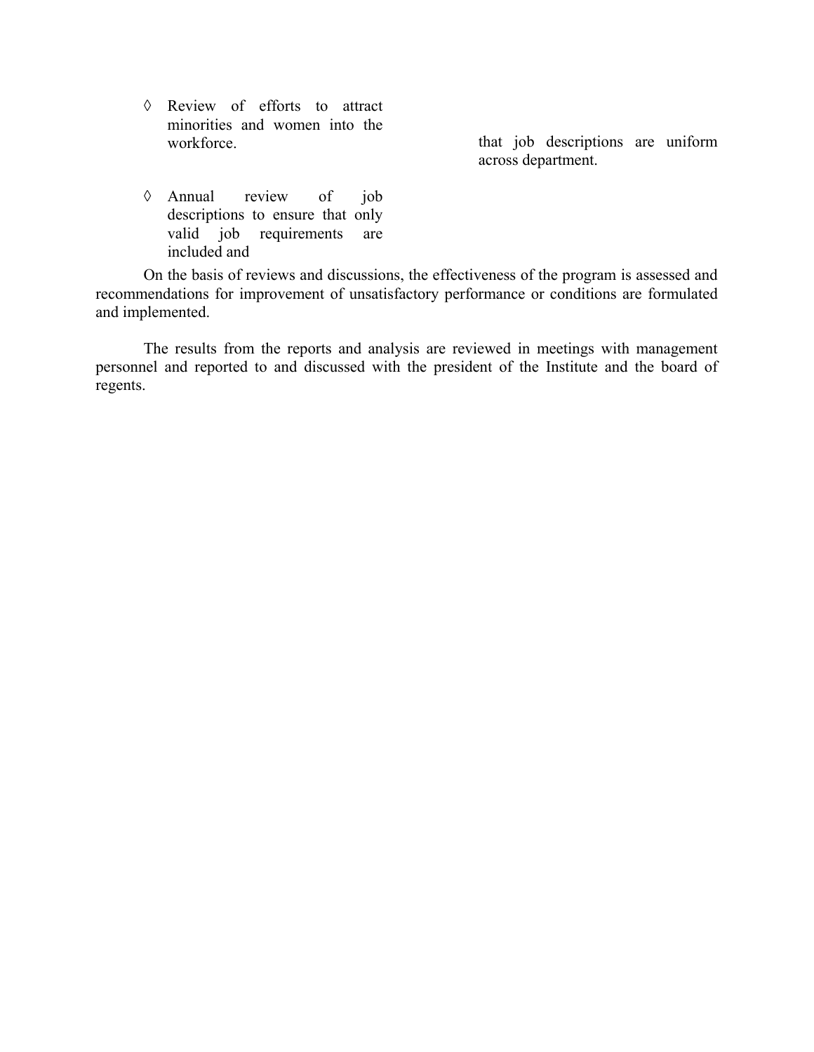- Review of efforts to attract minorities and women into the workforce.

- Annual review of job descriptions to ensure that only valid job requirements are included and that job descriptions are uniform across department.

On the basis of reviews and discussions, the effectiveness of the program is assessed and recommendations for improvement of unsatisfactory performance or conditions are formulated and implemented.

The results from the reports and analysis are reviewed in meetings with management personnel and reported to and discussed with the president of the Institute and the board of regents.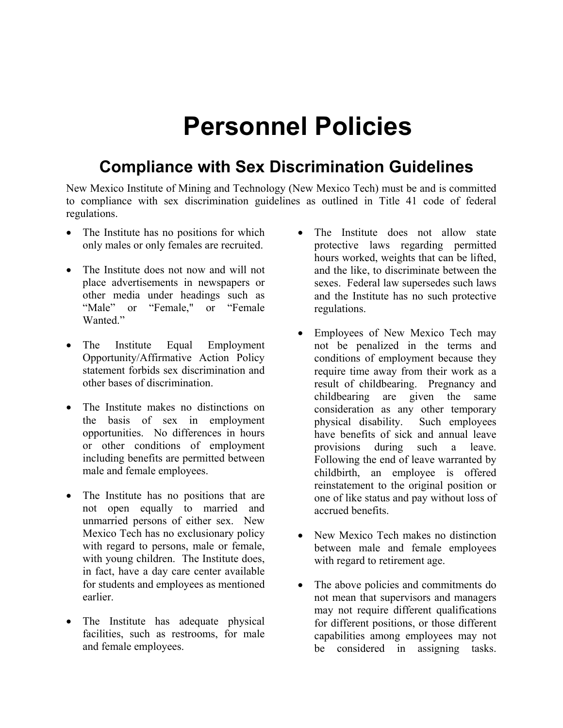# Personnel Policies

## Compliance with Sex Discrimination Guidelines

New Mexico Institute of Mining and Technology (New Mexico Tech) must be and is committed to compliance with sex discrimination guidelines as outlined in Title 41 code of federal regulations.

- The Institute has no positions for which only males or only females are recruited.
- The Institute does not now and will not place advertisements in newspapers or other media under headings such as "Male" or "Female," or "Female Wanted."
- The Institute Equal Employment Opportunity/Affirmative Action Policy statement forbids sex discrimination and other bases of discrimination.
- The Institute makes no distinctions on the basis of sex in employment opportunities. No differences in hours or other conditions of employment including benefits are permitted between male and female employees.
- The Institute has no positions that are not open equally to married and unmarried persons of either sex. New Mexico Tech has no exclusionary policy with regard to persons, male or female, with young children. The Institute does, in fact, have a day care center available for students and employees as mentioned earlier.
- The Institute has adequate physical facilities, such as restrooms, for male and female employees.
- The Institute does not allow state protective laws regarding permitted hours worked, weights that can be lifted, and the like, to discriminate between the sexes. Federal law supersedes such laws and the Institute has no such protective regulations.
- Employees of New Mexico Tech may not be penalized in the terms and conditions of employment because they require time away from their work as a result of childbearing. Pregnancy and childbearing are given the same consideration as any other temporary physical disability. Such employees have benefits of sick and annual leave provisions during such a leave. Following the end of leave warranted by childbirth, an employee is offered reinstatement to the original position or one of like status and pay without loss of accrued benefits.
- New Mexico Tech makes no distinction between male and female employees with regard to retirement age.
- The above policies and commitments do not mean that supervisors and managers may not require different qualifications for different positions, or those different capabilities among employees may not be considered in assigning tasks.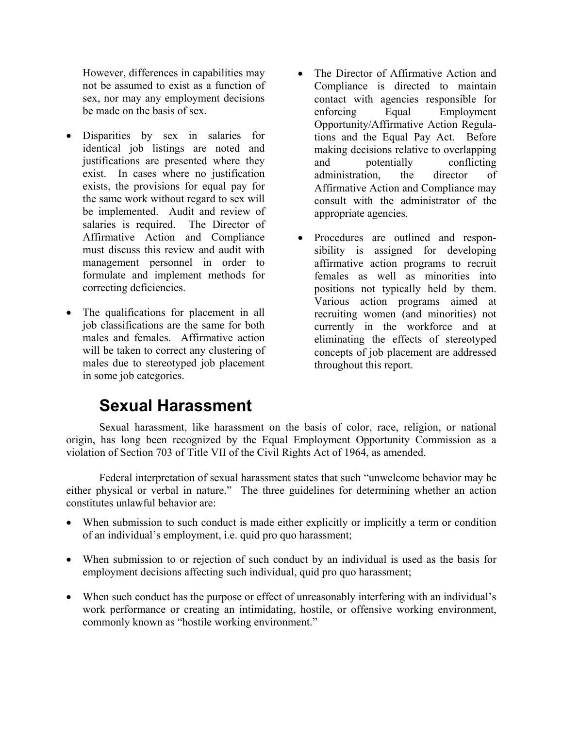However, differences in capabilities may not be assumed to exist as a function of sex, nor may any employment decisions be made on the basis of sex.

- Disparities by sex in salaries for identical job listings are noted and justifications are presented where they exist. In cases where no justification exists, the provisions for equal pay for the same work without regard to sex will be implemented. Audit and review of salaries is required. The Director of Affirmative Action and Compliance must discuss this review and audit with management personnel in order to formulate and implement methods for correcting deficiencies.

- The qualifications for placement in all job classifications are the same for both males and females. Affirmative action will be taken to correct any clustering of males due to stereotyped job placement in some job categories.

- The Director of Affirmative Action and Compliance is directed to maintain contact with agencies responsible for enforcing Equal Employment Opportunity/Affirmative Action Regulations and the Equal Pay Act. Before making decisions relative to overlapping and potentially conflicting administration, the director of Affirmative Action and Compliance may consult with the administrator of the appropriate agencies.

- Procedures are outlined and responsibility is assigned for developing affirmative action programs to recruit females as well as minorities into positions not typically held by them. Various action programs aimed at recruiting women (and minorities) not currently in the workforce and at eliminating the effects of stereotyped concepts of job placement are addressed throughout this report.

## Sexual Harassment

Sexual harassment, like harassment on the basis of color, race, religion, or national origin, has long been recognized by the Equal Employment Opportunity Commission as a violation of Section 703 of Title VII of the Civil Rights Act of 1964, as amended.

Federal interpretation of sexual harassment states that such "unwelcome behavior may be either physical or verbal in nature." The three guidelines for determining whether an action constitutes unlawful behavior are:

- When submission to such conduct is made either explicitly or implicitly a term or condition of an individual's employment, i.e. quid pro quo harassment;

- When submission to or rejection of such conduct by an individual is used as the basis for employment decisions affecting such individual, quid pro quo harassment;

- When such conduct has the purpose or effect of unreasonably interfering with an individual's work performance or creating an intimidating, hostile, or offensive working environment, commonly known as "hostile working environment."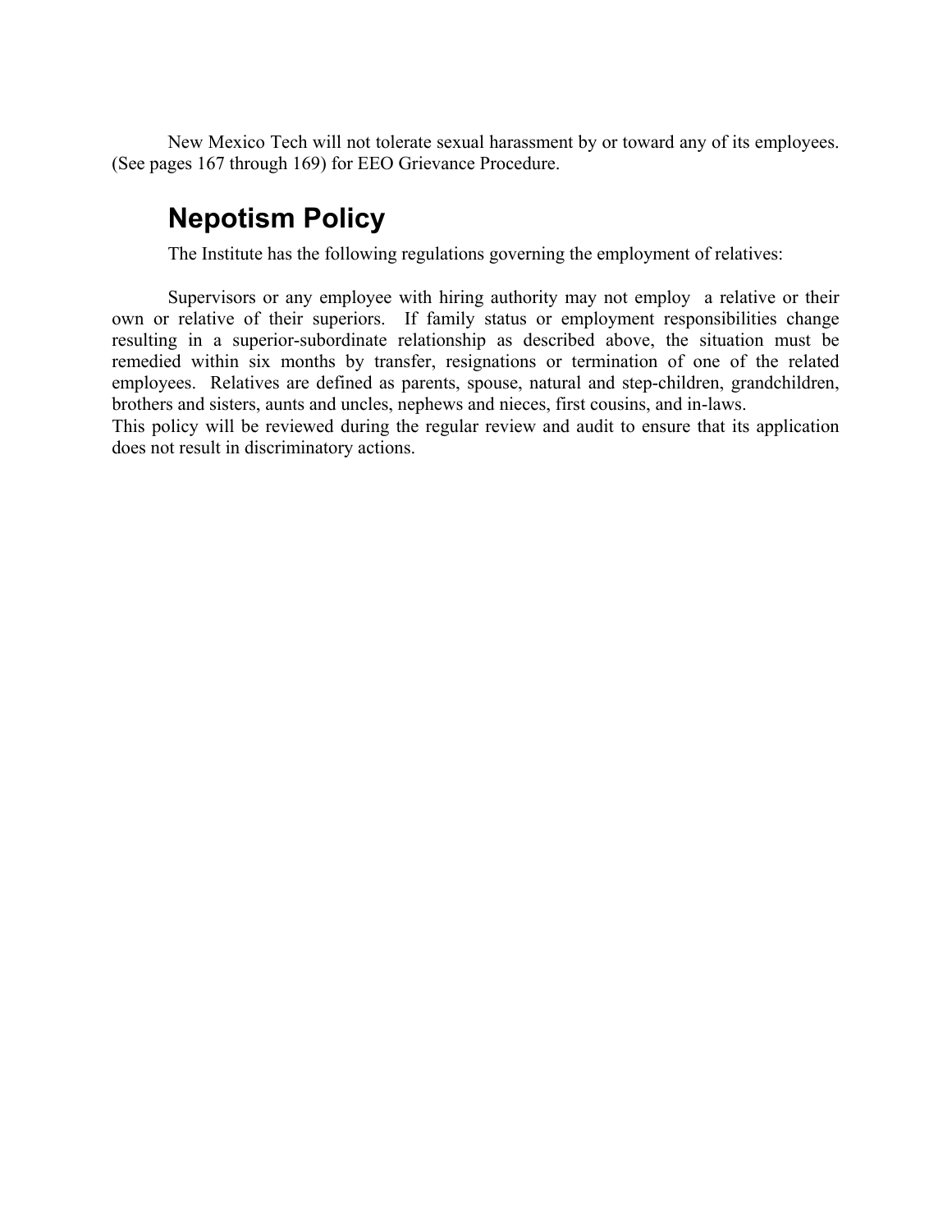New Mexico Tech will not tolerate sexual harassment by or toward any of its employees. (See pages 167 through 169) for EEO Grievance Procedure.

## Nepotism Policy

The Institute has the following regulations governing the employment of relatives:

Supervisors or any employee with hiring authority may not employ a relative or their own or relative of their superiors. If family status or employment responsibilities change resulting in a superior-subordinate relationship as described above, the situation must be remedied within six months by transfer, resignations or termination of one of the related employees. Relatives are defined as parents, spouse, natural and step-children, grandchildren, brothers and sisters, aunts and uncles, nephews and nieces, first cousins, and in-laws.
This policy will be reviewed during the regular review and audit to ensure that its application does not result in discriminatory actions.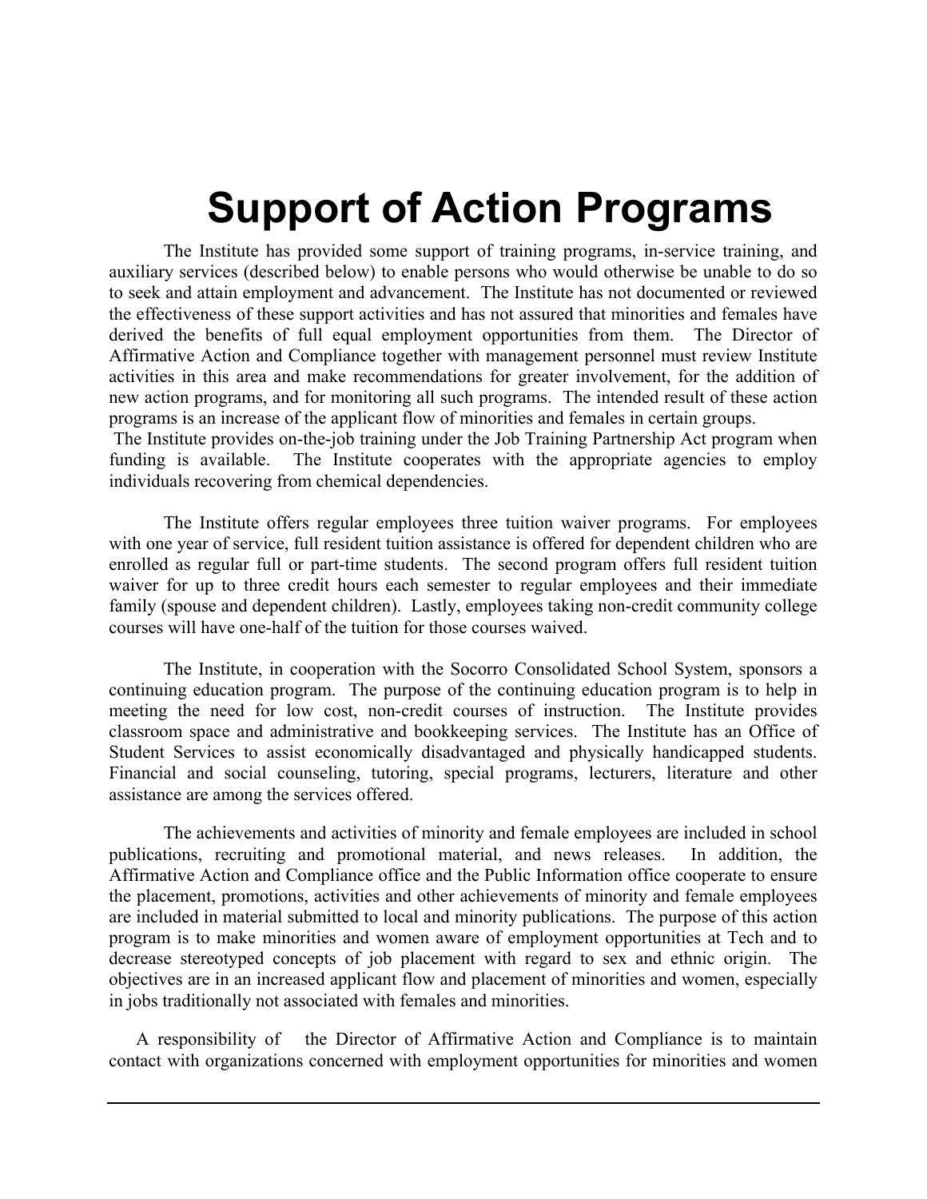# Support of Action Programs

The Institute has provided some support of training programs, in-service training, and auxiliary services (described below) to enable persons who would otherwise be unable to do so to seek and attain employment and advancement. The Institute has not documented or reviewed the effectiveness of these support activities and has not assured that minorities and females have derived the benefits of full equal employment opportunities from them. The Director of Affirmative Action and Compliance together with management personnel must review Institute activities in this area and make recommendations for greater involvement, for the addition of new action programs, and for monitoring all such programs. The intended result of these action programs is an increase of the applicant flow of minorities and females in certain groups.

The Institute provides on-the-job training under the Job Training Partnership Act program when funding is available. The Institute cooperates with the appropriate agencies to employ individuals recovering from chemical dependencies.

The Institute offers regular employees three tuition waiver programs. For employees with one year of service, full resident tuition assistance is offered for dependent children who are enrolled as regular full or part-time students. The second program offers full resident tuition waiver for up to three credit hours each semester to regular employees and their immediate family (spouse and dependent children). Lastly, employees taking non-credit community college courses will have one-half of the tuition for those courses waived.

The Institute, in cooperation with the Socorro Consolidated School System, sponsors a continuing education program. The purpose of the continuing education program is to help in meeting the need for low cost, non-credit courses of instruction. The Institute provides classroom space and administrative and bookkeeping services. The Institute has an Office of Student Services to assist economically disadvantaged and physically handicapped students. Financial and social counseling, tutoring, special programs, lecturers, literature and other assistance are among the services offered.

The achievements and activities of minority and female employees are included in school publications, recruiting and promotional material, and news releases. In addition, the Affirmative Action and Compliance office and the Public Information office cooperate to ensure the placement, promotions, activities and other achievements of minority and female employees are included in material submitted to local and minority publications. The purpose of this action program is to make minorities and women aware of employment opportunities at Tech and to decrease stereotyped concepts of job placement with regard to sex and ethnic origin. The objectives are in an increased applicant flow and placement of minorities and women, especially in jobs traditionally not associated with females and minorities.

A responsibility of the Director of Affirmative Action and Compliance is to maintain contact with organizations concerned with employment opportunities for minorities and women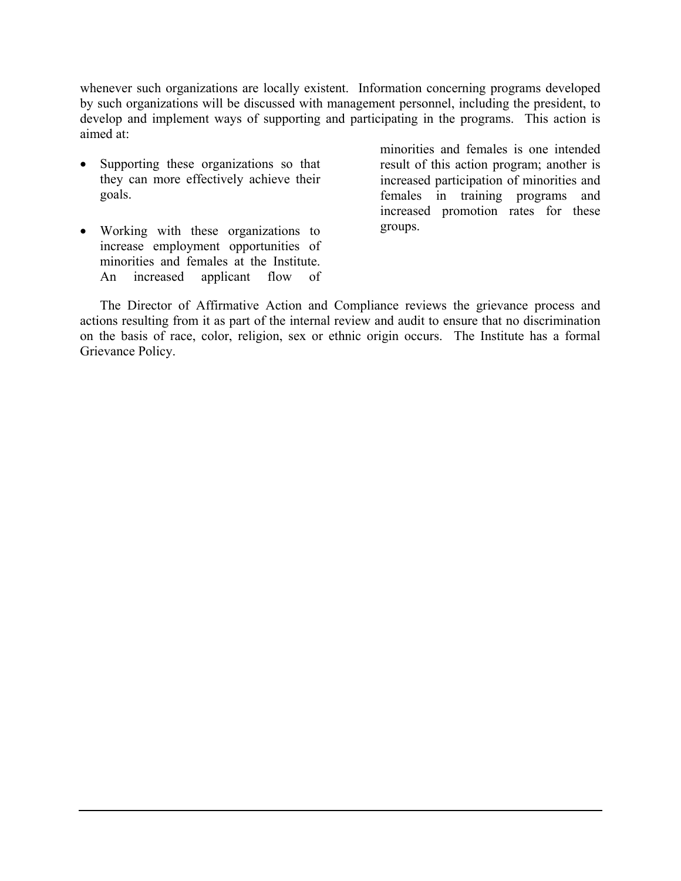whenever such organizations are locally existent. Information concerning programs developed by such organizations will be discussed with management personnel, including the president, to develop and implement ways of supporting and participating in the programs. This action is aimed at:

- Supporting these organizations so that they can more effectively achieve their goals.
- Working with these organizations to increase employment opportunities of minorities and females at the Institute. An increased applicant flow of minorities and females is one intended result of this action program; another is increased participation of minorities and females in training programs and increased promotion rates for these groups.

The Director of Affirmative Action and Compliance reviews the grievance process and actions resulting from it as part of the internal review and audit to ensure that no discrimination on the basis of race, color, religion, sex or ethnic origin occurs. The Institute has a formal Grievance Policy.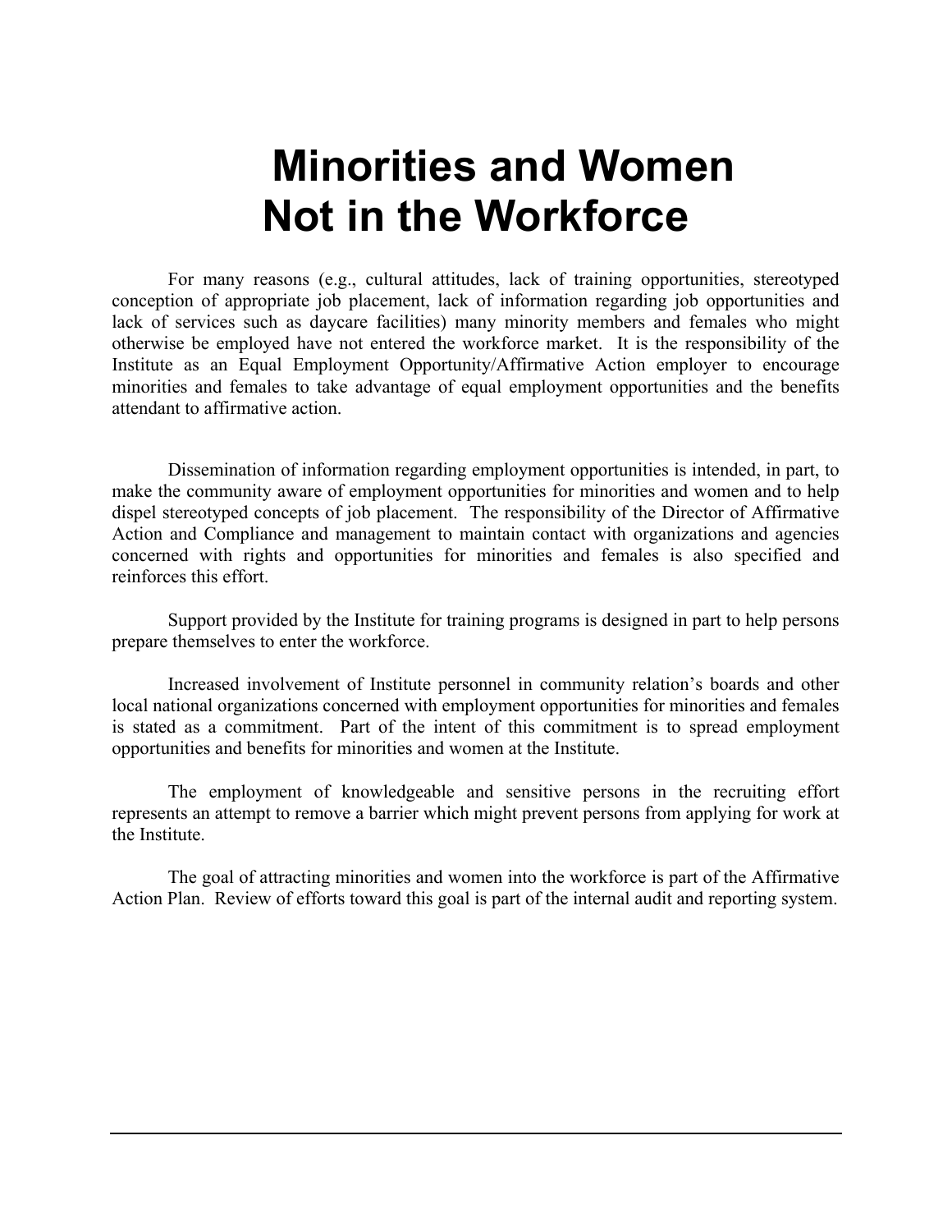# Minorities and Women Not in the Workforce

For many reasons (e.g., cultural attitudes, lack of training opportunities, stereotyped conception of appropriate job placement, lack of information regarding job opportunities and lack of services such as daycare facilities) many minority members and females who might otherwise be employed have not entered the workforce market. It is the responsibility of the Institute as an Equal Employment Opportunity/Affirmative Action employer to encourage minorities and females to take advantage of equal employment opportunities and the benefits attendant to affirmative action.

Dissemination of information regarding employment opportunities is intended, in part, to make the community aware of employment opportunities for minorities and women and to help dispel stereotyped concepts of job placement. The responsibility of the Director of Affirmative Action and Compliance and management to maintain contact with organizations and agencies concerned with rights and opportunities for minorities and females is also specified and reinforces this effort.

Support provided by the Institute for training programs is designed in part to help persons prepare themselves to enter the workforce.

Increased involvement of Institute personnel in community relation's boards and other local national organizations concerned with employment opportunities for minorities and females is stated as a commitment. Part of the intent of this commitment is to spread employment opportunities and benefits for minorities and women at the Institute.

The employment of knowledgeable and sensitive persons in the recruiting effort represents an attempt to remove a barrier which might prevent persons from applying for work at the Institute.

The goal of attracting minorities and women into the workforce is part of the Affirmative Action Plan. Review of efforts toward this goal is part of the internal audit and reporting system.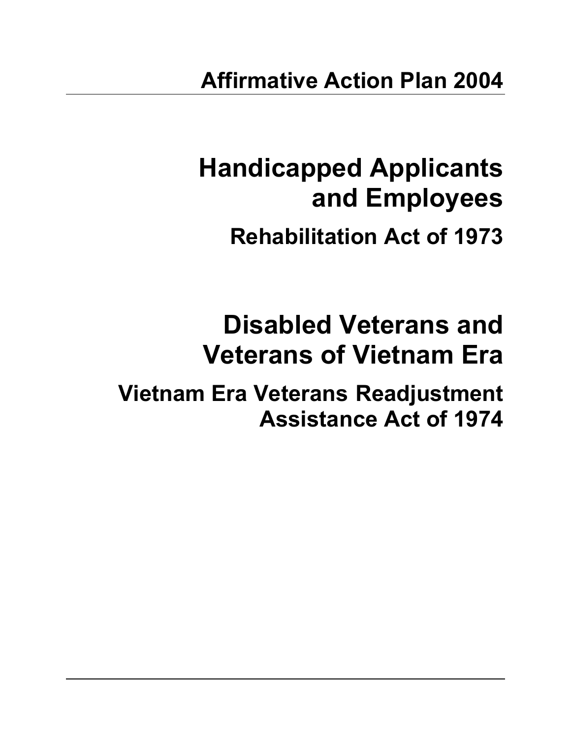# Affirmative Action Plan 2004

## Handicapped Applicants and Employees

### Rehabilitation Act of 1973

## Disabled Veterans and Veterans of Vietnam Era

### Vietnam Era Veterans Readjustment Assistance Act of 1974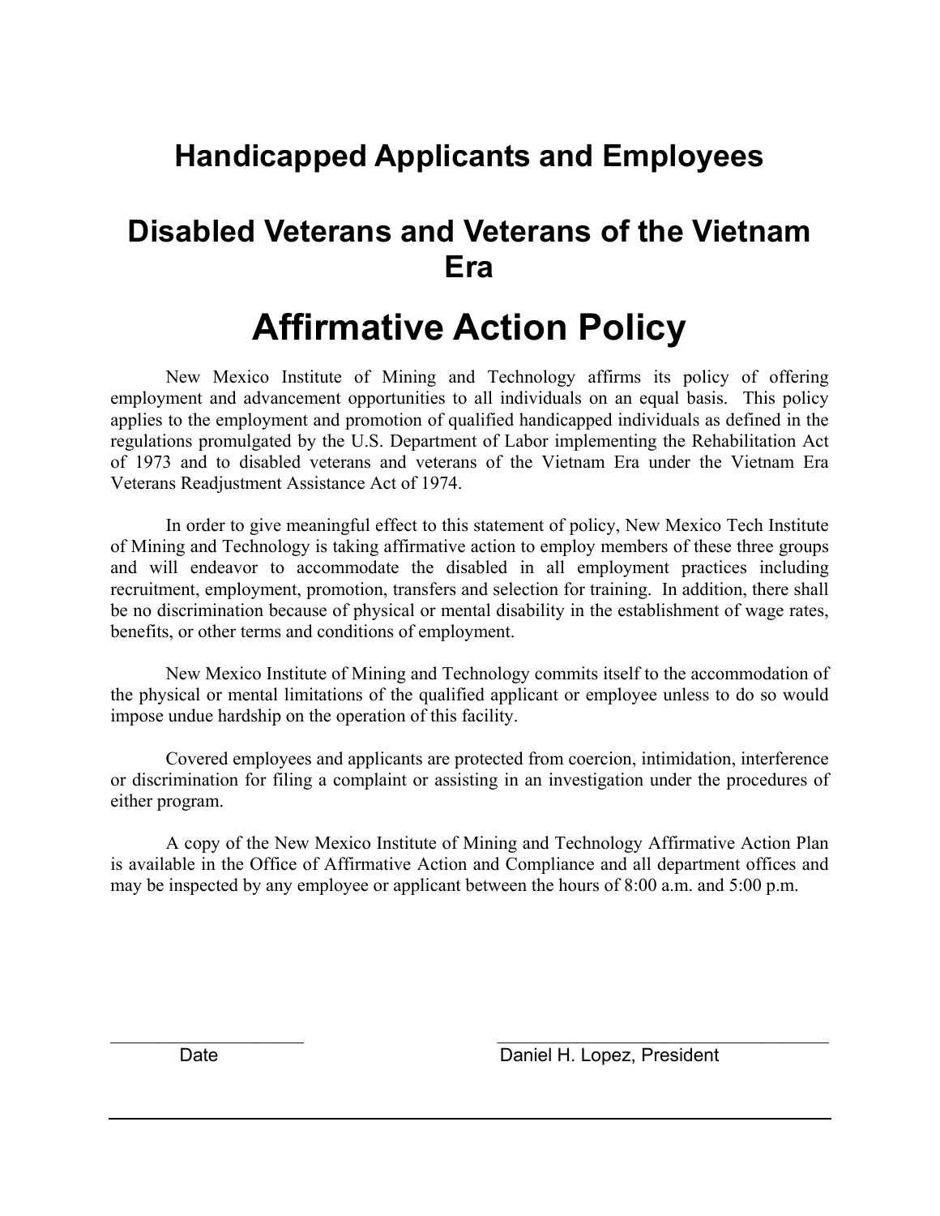## Handicapped Applicants and Employees

## Disabled Veterans and Veterans of the Vietnam Era

# Affirmative Action Policy

New Mexico Institute of Mining and Technology affirms its policy of offering employment and advancement opportunities to all individuals on an equal basis. This policy applies to the employment and promotion of qualified handicapped individuals as defined in the regulations promulgated by the U.S. Department of Labor implementing the Rehabilitation Act of 1973 and to disabled veterans and veterans of the Vietnam Era under the Vietnam Era Veterans Readjustment Assistance Act of 1974.

In order to give meaningful effect to this statement of policy, New Mexico Tech Institute of Mining and Technology is taking affirmative action to employ members of these three groups and will endeavor to accommodate the disabled in all employment practices including recruitment, employment, promotion, transfers and selection for training. In addition, there shall be no discrimination because of physical or mental disability in the establishment of wage rates, benefits, or other terms and conditions of employment.

New Mexico Institute of Mining and Technology commits itself to the accommodation of the physical or mental limitations of the qualified applicant or employee unless to do so would impose undue hardship on the operation of this facility.

Covered employees and applicants are protected from coercion, intimidation, interference or discrimination for filing a complaint or assisting in an investigation under the procedures of either program.

A copy of the New Mexico Institute of Mining and Technology Affirmative Action Plan is available in the Office of Affirmative Action and Compliance and all department offices and may be inspected by any employee or applicant between the hours of 8:00 a.m. and 5:00 p.m.

\_\_\_\_\_\_\_\_\_\_\_\_\_\_\_\_\_\_\_\_ \_\_\_\_\_\_\_\_\_\_\_\_\_\_\_\_\_\_\_\_\_\_\_\_\_\_\_\_\_\_

Date Daniel H. Lopez, President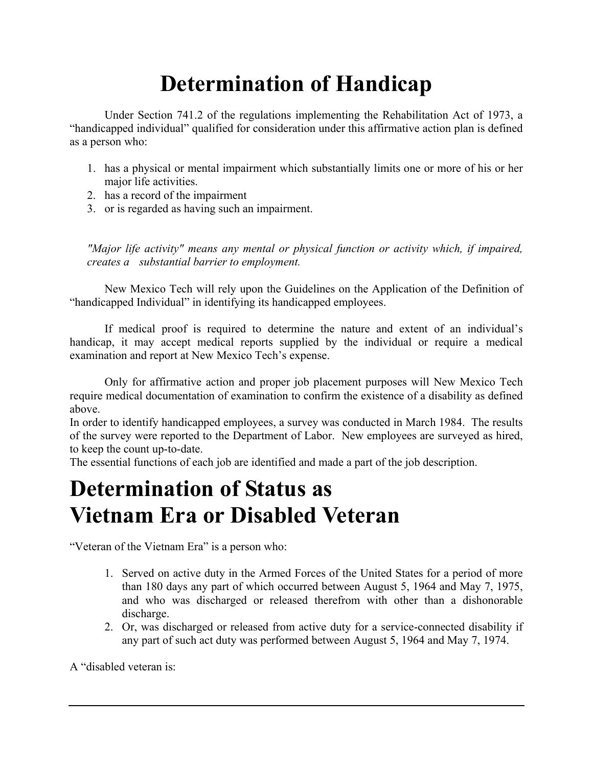# Determination of Handicap

Under Section 741.2 of the regulations implementing the Rehabilitation Act of 1973, a "handicapped individual" qualified for consideration under this affirmative action plan is defined as a person who:

1. has a physical or mental impairment which substantially limits one or more of his or her major life activities.
2. has a record of the impairment
3. or is regarded as having such an impairment.

*"Major life activity" means any mental or physical function or activity which, if impaired, creates a substantial barrier to employment.*

New Mexico Tech will rely upon the Guidelines on the Application of the Definition of "handicapped Individual" in identifying its handicapped employees.

If medical proof is required to determine the nature and extent of an individual's handicap, it may accept medical reports supplied by the individual or require a medical examination and report at New Mexico Tech's expense.

Only for affirmative action and proper job placement purposes will New Mexico Tech require medical documentation of examination to confirm the existence of a disability as defined above.
In order to identify handicapped employees, a survey was conducted in March 1984. The results of the survey were reported to the Department of Labor. New employees are surveyed as hired, to keep the count up-to-date.
The essential functions of each job are identified and made a part of the job description.

# Determination of Status as Vietnam Era or Disabled Veteran

"Veteran of the Vietnam Era" is a person who:

1. Served on active duty in the Armed Forces of the United States for a period of more than 180 days any part of which occurred between August 5, 1964 and May 7, 1975, and who was discharged or released therefrom with other than a dishonorable discharge.
2. Or, was discharged or released from active duty for a service-connected disability if any part of such act duty was performed between August 5, 1964 and May 7, 1974.

A "disabled veteran is: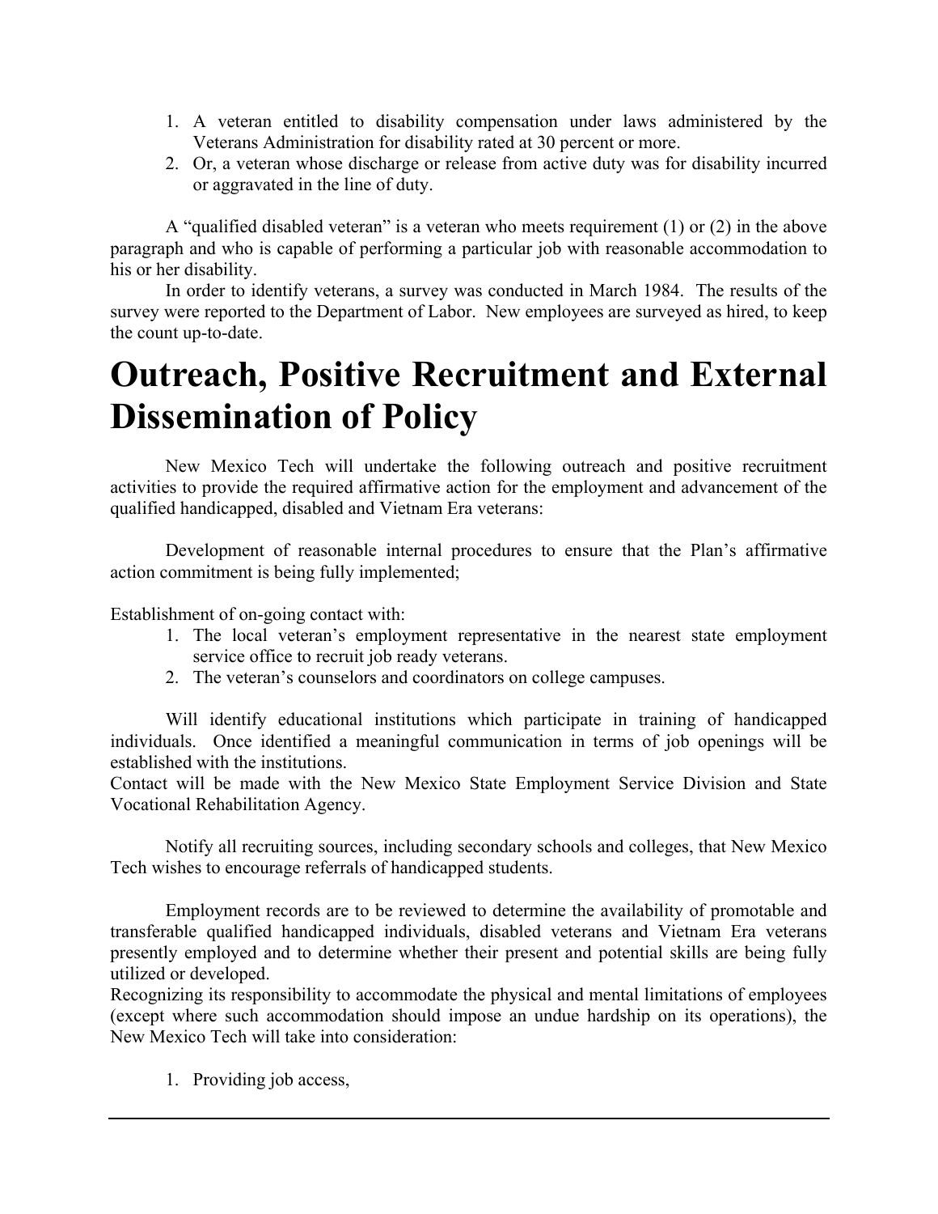1. A veteran entitled to disability compensation under laws administered by the Veterans Administration for disability rated at 30 percent or more.
2. Or, a veteran whose discharge or release from active duty was for disability incurred or aggravated in the line of duty.

A "qualified disabled veteran" is a veteran who meets requirement (1) or (2) in the above paragraph and who is capable of performing a particular job with reasonable accommodation to his or her disability.

In order to identify veterans, a survey was conducted in March 1984. The results of the survey were reported to the Department of Labor. New employees are surveyed as hired, to keep the count up-to-date.

# Outreach, Positive Recruitment and External Dissemination of Policy

New Mexico Tech will undertake the following outreach and positive recruitment activities to provide the required affirmative action for the employment and advancement of the qualified handicapped, disabled and Vietnam Era veterans:

Development of reasonable internal procedures to ensure that the Plan's affirmative action commitment is being fully implemented;

Establishment of on-going contact with:

1. The local veteran's employment representative in the nearest state employment service office to recruit job ready veterans.
2. The veteran's counselors and coordinators on college campuses.

Will identify educational institutions which participate in training of handicapped individuals. Once identified a meaningful communication in terms of job openings will be established with the institutions.
Contact will be made with the New Mexico State Employment Service Division and State Vocational Rehabilitation Agency.

Notify all recruiting sources, including secondary schools and colleges, that New Mexico Tech wishes to encourage referrals of handicapped students.

Employment records are to be reviewed to determine the availability of promotable and transferable qualified handicapped individuals, disabled veterans and Vietnam Era veterans presently employed and to determine whether their present and potential skills are being fully utilized or developed.
Recognizing its responsibility to accommodate the physical and mental limitations of employees (except where such accommodation should impose an undue hardship on its operations), the New Mexico Tech will take into consideration:

1. Providing job access,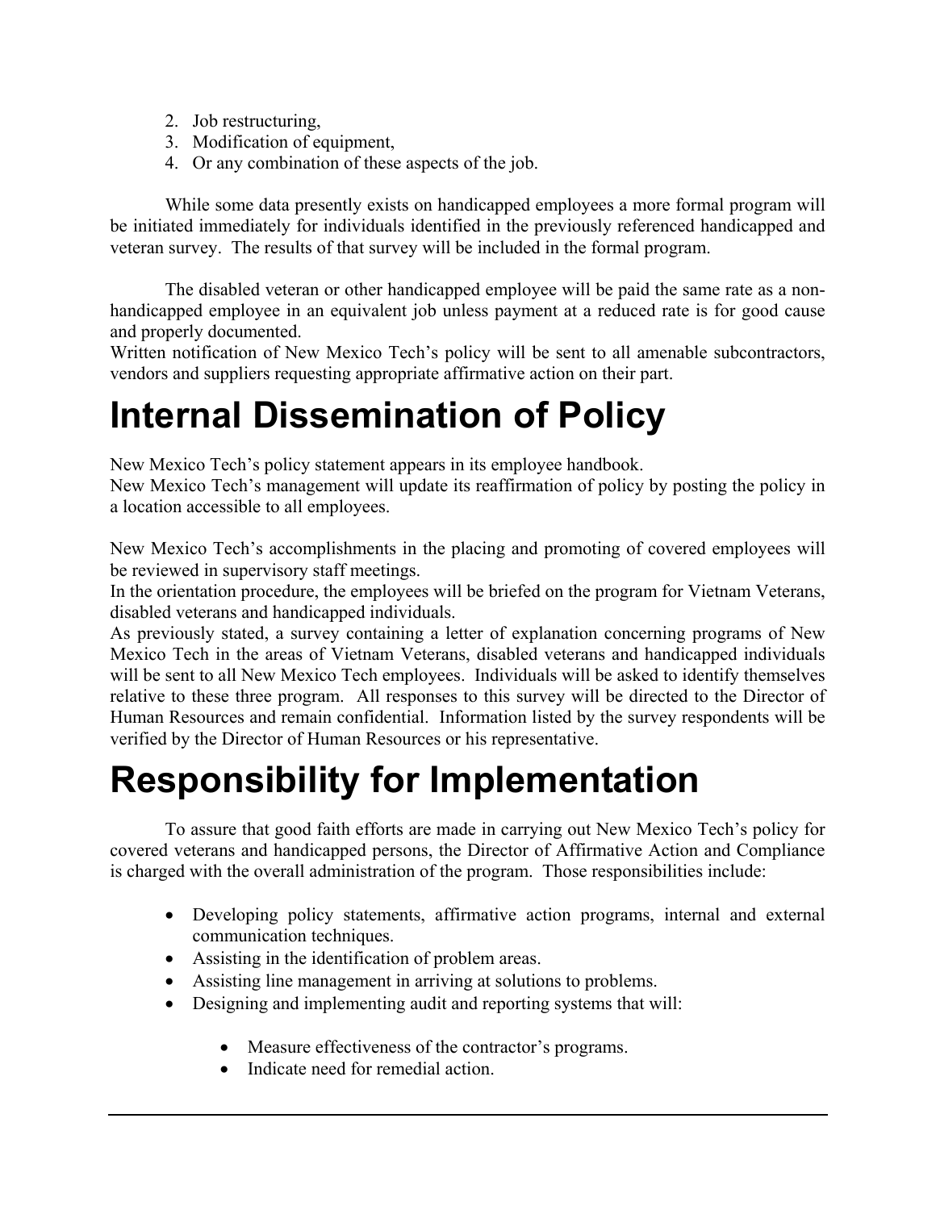2. Job restructuring,
3. Modification of equipment,
4. Or any combination of these aspects of the job.

While some data presently exists on handicapped employees a more formal program will be initiated immediately for individuals identified in the previously referenced handicapped and veteran survey. The results of that survey will be included in the formal program.

The disabled veteran or other handicapped employee will be paid the same rate as a non-handicapped employee in an equivalent job unless payment at a reduced rate is for good cause and properly documented.
Written notification of New Mexico Tech's policy will be sent to all amenable subcontractors, vendors and suppliers requesting appropriate affirmative action on their part.

# Internal Dissemination of Policy

New Mexico Tech's policy statement appears in its employee handbook.
New Mexico Tech's management will update its reaffirmation of policy by posting the policy in a location accessible to all employees.

New Mexico Tech's accomplishments in the placing and promoting of covered employees will be reviewed in supervisory staff meetings.
In the orientation procedure, the employees will be briefed on the program for Vietnam Veterans, disabled veterans and handicapped individuals.
As previously stated, a survey containing a letter of explanation concerning programs of New Mexico Tech in the areas of Vietnam Veterans, disabled veterans and handicapped individuals will be sent to all New Mexico Tech employees. Individuals will be asked to identify themselves relative to these three program. All responses to this survey will be directed to the Director of Human Resources and remain confidential. Information listed by the survey respondents will be verified by the Director of Human Resources or his representative.

# Responsibility for Implementation

To assure that good faith efforts are made in carrying out New Mexico Tech's policy for covered veterans and handicapped persons, the Director of Affirmative Action and Compliance is charged with the overall administration of the program. Those responsibilities include:

- Developing policy statements, affirmative action programs, internal and external communication techniques.
- Assisting in the identification of problem areas.
- Assisting line management in arriving at solutions to problems.
- Designing and implementing audit and reporting systems that will:
  - Measure effectiveness of the contractor's programs.
  - Indicate need for remedial action.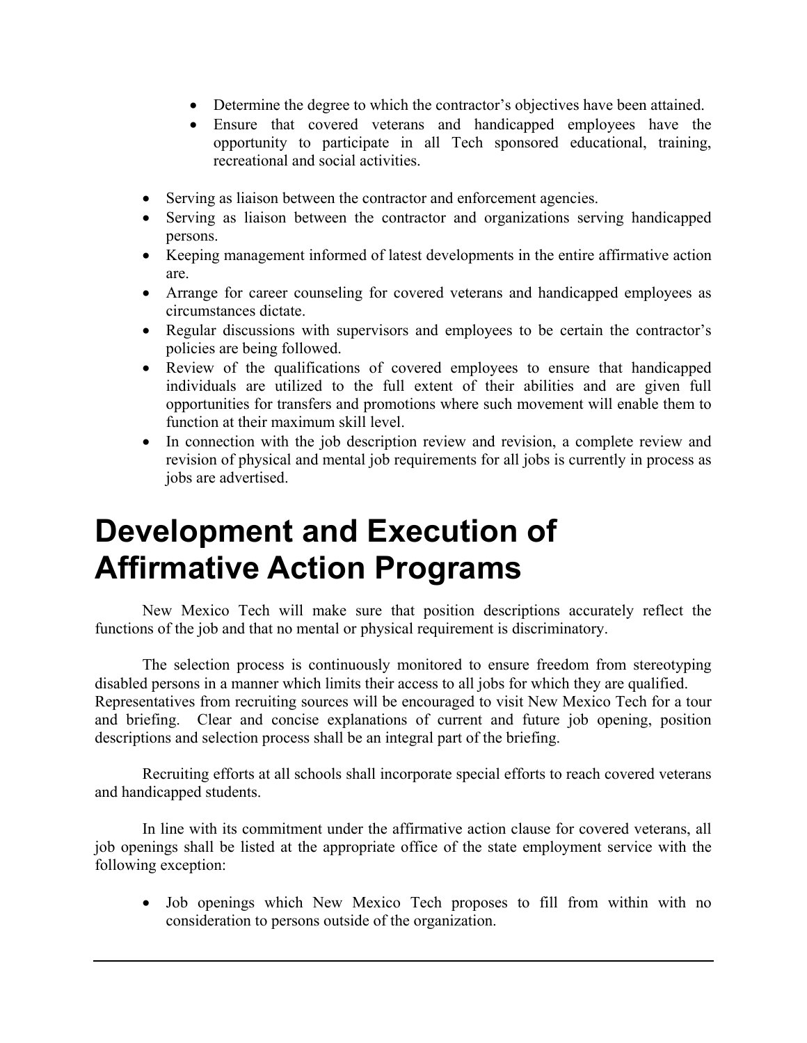- Determine the degree to which the contractor's objectives have been attained.
- Ensure that covered veterans and handicapped employees have the opportunity to participate in all Tech sponsored educational, training, recreational and social activities.

- Serving as liaison between the contractor and enforcement agencies.
- Serving as liaison between the contractor and organizations serving handicapped persons.
- Keeping management informed of latest developments in the entire affirmative action are.
- Arrange for career counseling for covered veterans and handicapped employees as circumstances dictate.
- Regular discussions with supervisors and employees to be certain the contractor's policies are being followed.
- Review of the qualifications of covered employees to ensure that handicapped individuals are utilized to the full extent of their abilities and are given full opportunities for transfers and promotions where such movement will enable them to function at their maximum skill level.
- In connection with the job description review and revision, a complete review and revision of physical and mental job requirements for all jobs is currently in process as jobs are advertised.

# Development and Execution of Affirmative Action Programs

New Mexico Tech will make sure that position descriptions accurately reflect the functions of the job and that no mental or physical requirement is discriminatory.

The selection process is continuously monitored to ensure freedom from stereotyping disabled persons in a manner which limits their access to all jobs for which they are qualified. Representatives from recruiting sources will be encouraged to visit New Mexico Tech for a tour and briefing. Clear and concise explanations of current and future job opening, position descriptions and selection process shall be an integral part of the briefing.

Recruiting efforts at all schools shall incorporate special efforts to reach covered veterans and handicapped students.

In line with its commitment under the affirmative action clause for covered veterans, all job openings shall be listed at the appropriate office of the state employment service with the following exception:

- Job openings which New Mexico Tech proposes to fill from within with no consideration to persons outside of the organization.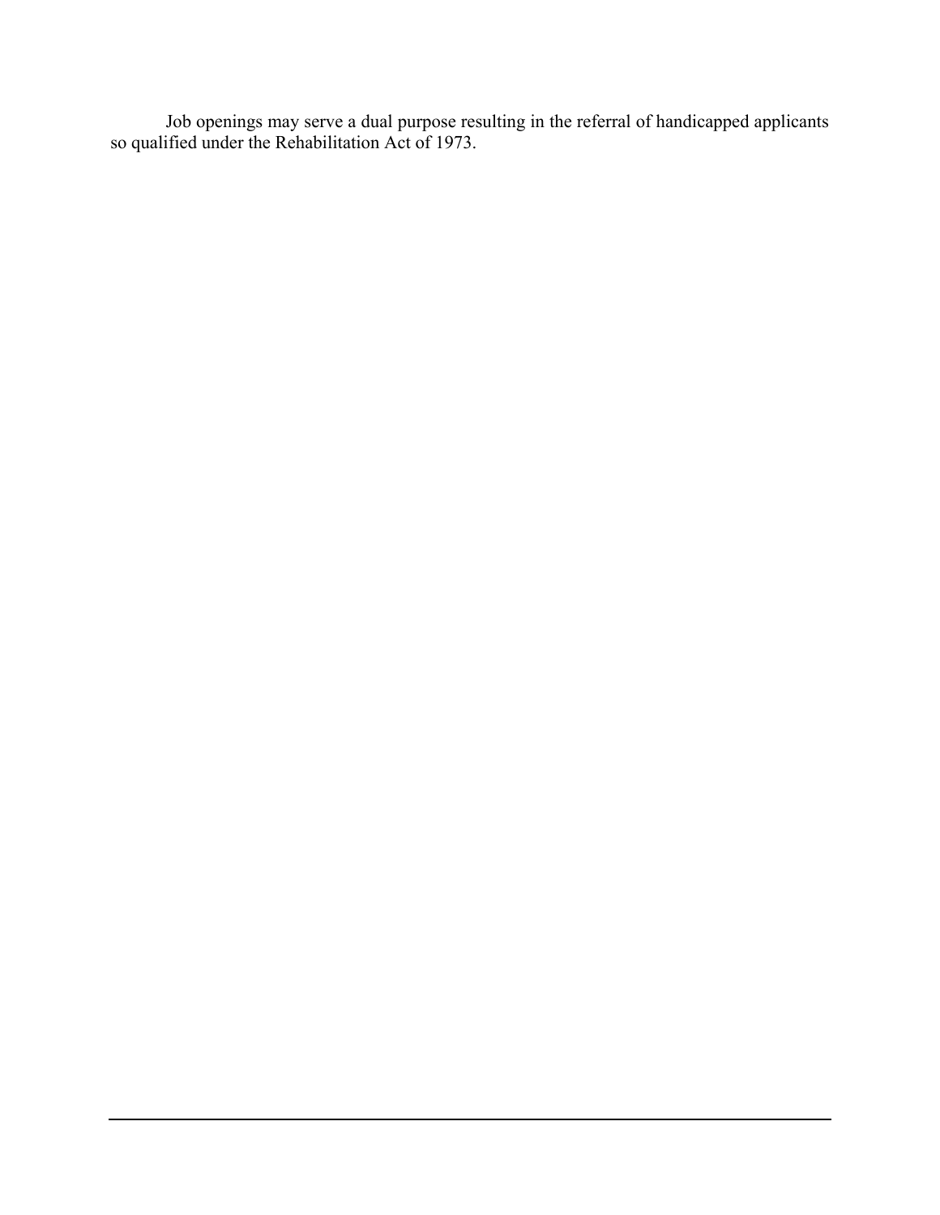Job openings may serve a dual purpose resulting in the referral of handicapped applicants so qualified under the Rehabilitation Act of 1973.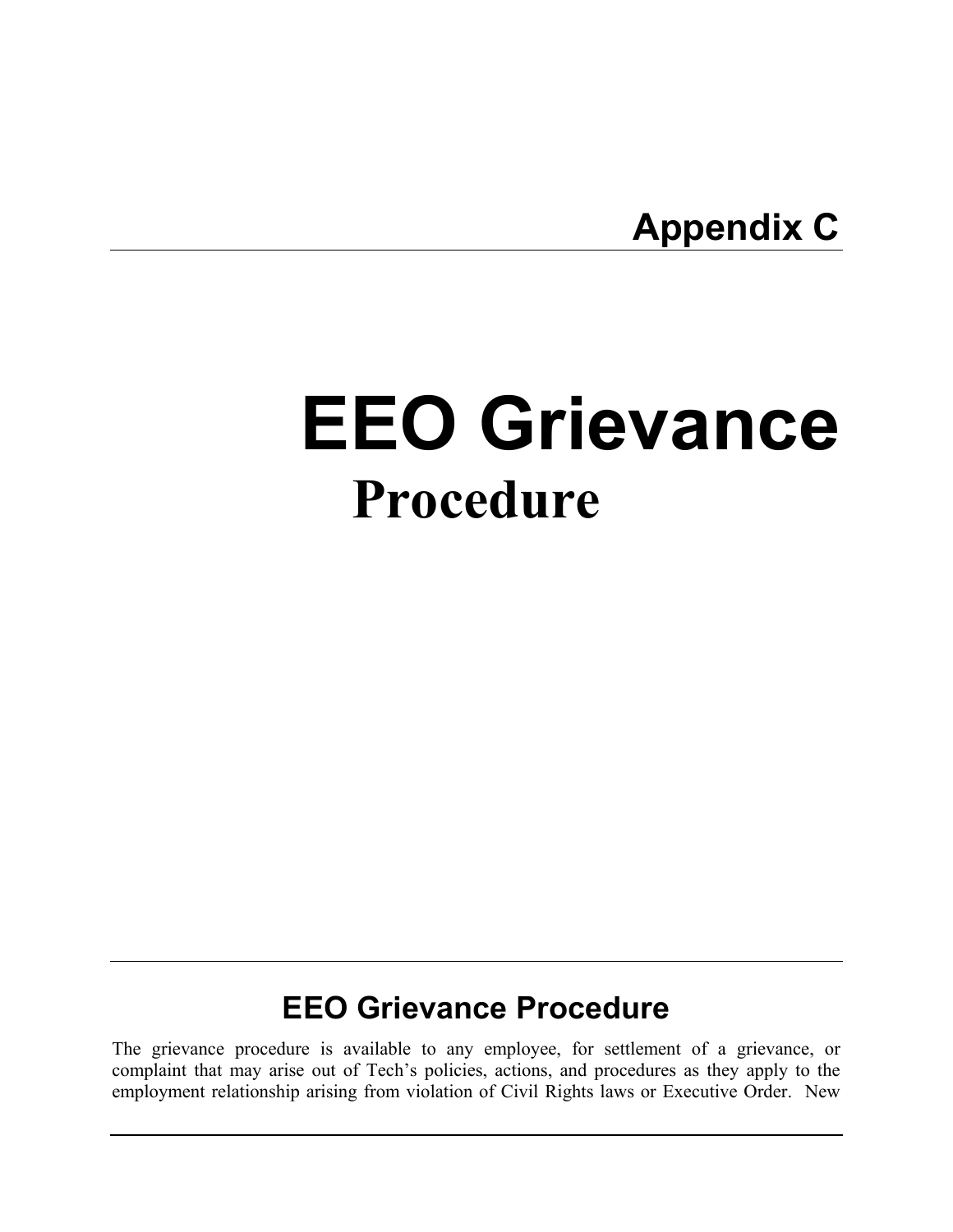# Appendix C

# EEO Grievance

## Procedure

## EEO Grievance Procedure

The grievance procedure is available to any employee, for settlement of a grievance, or complaint that may arise out of Tech's policies, actions, and procedures as they apply to the employment relationship arising from violation of Civil Rights laws or Executive Order. New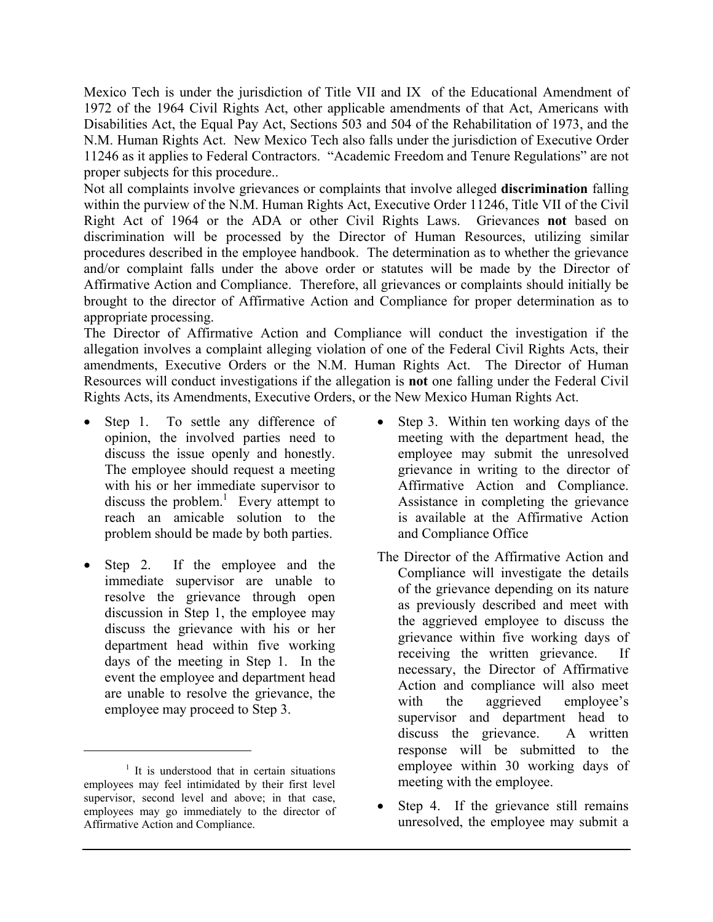Mexico Tech is under the jurisdiction of Title VII and IX of the Educational Amendment of 1972 of the 1964 Civil Rights Act, other applicable amendments of that Act, Americans with Disabilities Act, the Equal Pay Act, Sections 503 and 504 of the Rehabilitation of 1973, and the N.M. Human Rights Act. New Mexico Tech also falls under the jurisdiction of Executive Order 11246 as it applies to Federal Contractors. "Academic Freedom and Tenure Regulations" are not proper subjects for this procedure..

Not all complaints involve grievances or complaints that involve alleged **discrimination** falling within the purview of the N.M. Human Rights Act, Executive Order 11246, Title VII of the Civil Right Act of 1964 or the ADA or other Civil Rights Laws. Grievances **not** based on discrimination will be processed by the Director of Human Resources, utilizing similar procedures described in the employee handbook. The determination as to whether the grievance and/or complaint falls under the above order or statutes will be made by the Director of Affirmative Action and Compliance. Therefore, all grievances or complaints should initially be brought to the director of Affirmative Action and Compliance for proper determination as to appropriate processing.

The Director of Affirmative Action and Compliance will conduct the investigation if the allegation involves a complaint alleging violation of one of the Federal Civil Rights Acts, their amendments, Executive Orders or the N.M. Human Rights Act. The Director of Human Resources will conduct investigations if the allegation is **not** one falling under the Federal Civil Rights Acts, its Amendments, Executive Orders, or the New Mexico Human Rights Act.

- Step 1. To settle any difference of opinion, the involved parties need to discuss the issue openly and honestly. The employee should request a meeting with his or her immediate supervisor to discuss the problem.[1] Every attempt to reach an amicable solution to the problem should be made by both parties.

- Step 2. If the employee and the immediate supervisor are unable to resolve the grievance through open discussion in Step 1, the employee may discuss the grievance with his or her department head within five working days of the meeting in Step 1. In the event the employee and department head are unable to resolve the grievance, the employee may proceed to Step 3.

- Step 3. Within ten working days of the meeting with the department head, the employee may submit the unresolved grievance in writing to the director of Affirmative Action and Compliance. Assistance in completing the grievance is available at the Affirmative Action and Compliance Office

The Director of the Affirmative Action and Compliance will investigate the details of the grievance depending on its nature as previously described and meet with the aggrieved employee to discuss the grievance within five working days of receiving the written grievance. If necessary, the Director of Affirmative Action and compliance will also meet with the aggrieved employee's supervisor and department head to discuss the grievance. A written response will be submitted to the employee within 30 working days of meeting with the employee.

- Step 4. If the grievance still remains unresolved, the employee may submit a

[1] It is understood that in certain situations employees may feel intimidated by their first level supervisor, second level and above; in that case, employees may go immediately to the director of Affirmative Action and Compliance.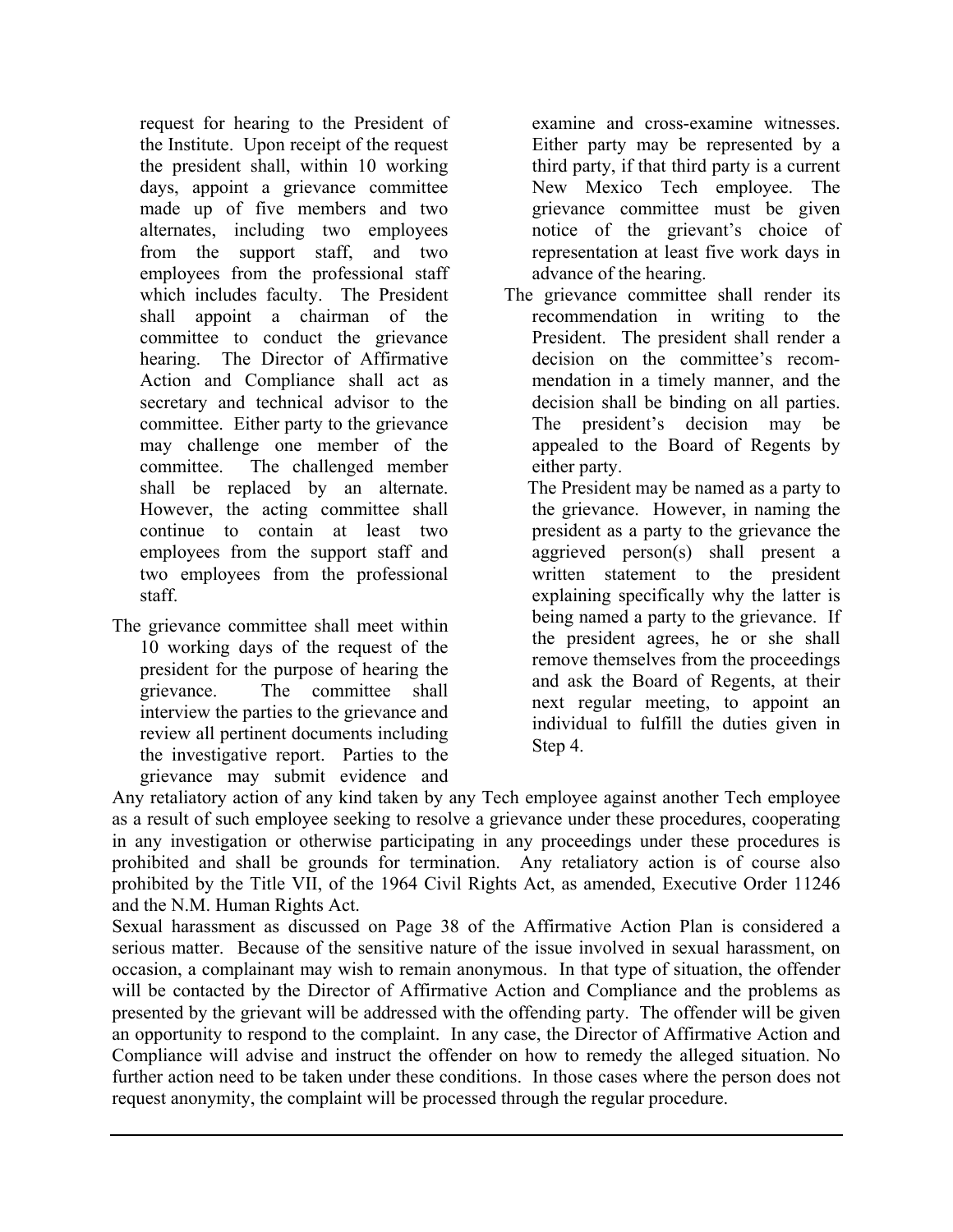request for hearing to the President of the Institute. Upon receipt of the request the president shall, within 10 working days, appoint a grievance committee made up of five members and two alternates, including two employees from the support staff, and two employees from the professional staff which includes faculty. The President shall appoint a chairman of the committee to conduct the grievance hearing. The Director of Affirmative Action and Compliance shall act as secretary and technical advisor to the committee. Either party to the grievance may challenge one member of the committee. The challenged member shall be replaced by an alternate. However, the acting committee shall continue to contain at least two employees from the support staff and two employees from the professional staff.

The grievance committee shall meet within 10 working days of the request of the president for the purpose of hearing the grievance. The committee shall interview the parties to the grievance and review all pertinent documents including the investigative report. Parties to the grievance may submit evidence and examine and cross-examine witnesses. Either party may be represented by a third party, if that third party is a current New Mexico Tech employee. The grievance committee must be given notice of the grievant's choice of representation at least five work days in advance of the hearing.

The grievance committee shall render its recommendation in writing to the President. The president shall render a decision on the committee's recommendation in a timely manner, and the decision shall be binding on all parties. The president's decision may be appealed to the Board of Regents by either party.

The President may be named as a party to the grievance. However, in naming the president as a party to the grievance the aggrieved person(s) shall present a written statement to the president explaining specifically why the latter is being named a party to the grievance. If the president agrees, he or she shall remove themselves from the proceedings and ask the Board of Regents, at their next regular meeting, to appoint an individual to fulfill the duties given in Step 4.

Any retaliatory action of any kind taken by any Tech employee against another Tech employee as a result of such employee seeking to resolve a grievance under these procedures, cooperating in any investigation or otherwise participating in any proceedings under these procedures is prohibited and shall be grounds for termination. Any retaliatory action is of course also prohibited by the Title VII, of the 1964 Civil Rights Act, as amended, Executive Order 11246 and the N.M. Human Rights Act.

Sexual harassment as discussed on Page 38 of the Affirmative Action Plan is considered a serious matter. Because of the sensitive nature of the issue involved in sexual harassment, on occasion, a complainant may wish to remain anonymous. In that type of situation, the offender will be contacted by the Director of Affirmative Action and Compliance and the problems as presented by the grievant will be addressed with the offending party. The offender will be given an opportunity to respond to the complaint. In any case, the Director of Affirmative Action and Compliance will advise and instruct the offender on how to remedy the alleged situation. No further action need to be taken under these conditions. In those cases where the person does not request anonymity, the complaint will be processed through the regular procedure.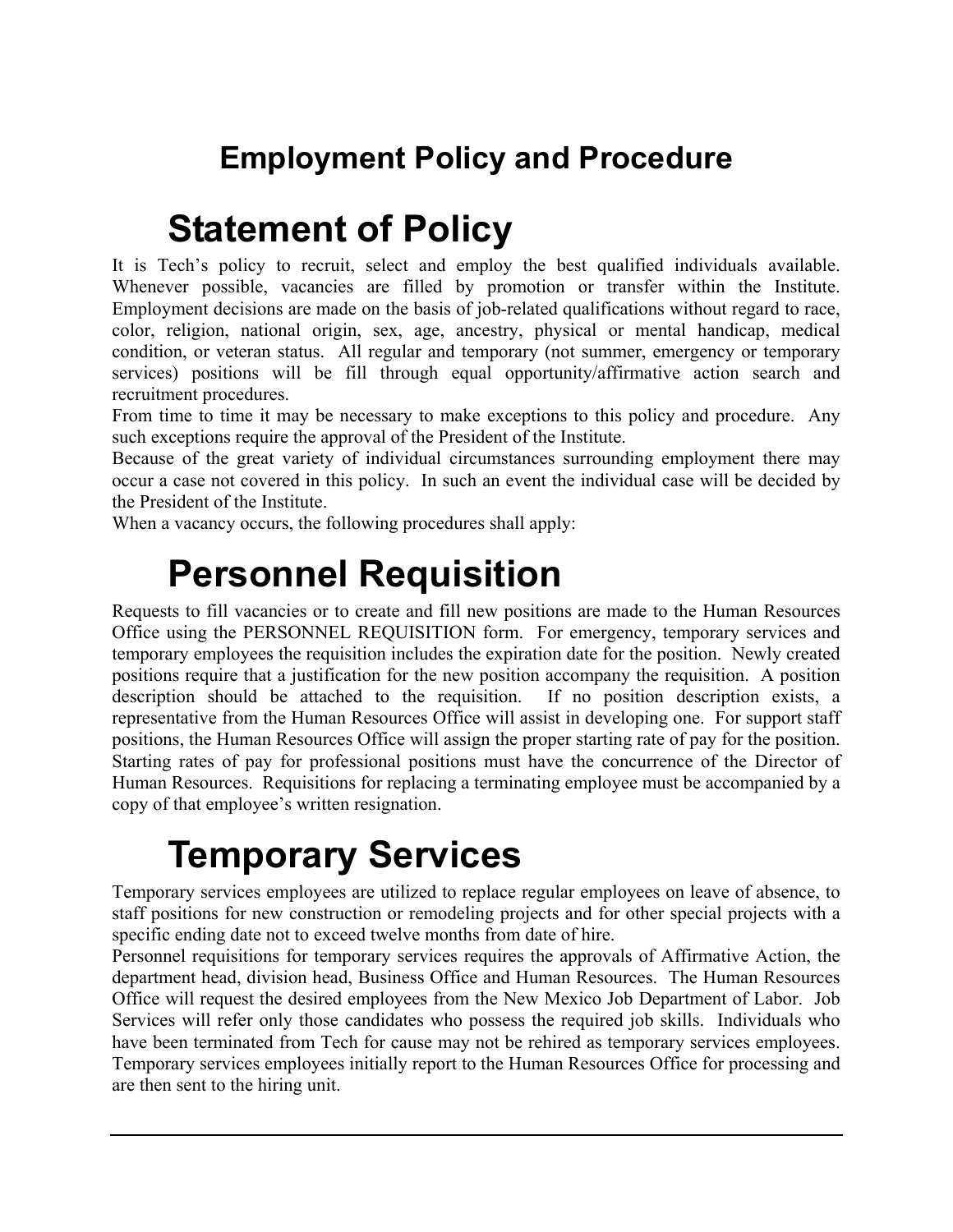## Employment Policy and Procedure

# Statement of Policy

It is Tech's policy to recruit, select and employ the best qualified individuals available. Whenever possible, vacancies are filled by promotion or transfer within the Institute. Employment decisions are made on the basis of job-related qualifications without regard to race, color, religion, national origin, sex, age, ancestry, physical or mental handicap, medical condition, or veteran status. All regular and temporary (not summer, emergency or temporary services) positions will be fill through equal opportunity/affirmative action search and recruitment procedures.

From time to time it may be necessary to make exceptions to this policy and procedure. Any such exceptions require the approval of the President of the Institute.

Because of the great variety of individual circumstances surrounding employment there may occur a case not covered in this policy. In such an event the individual case will be decided by the President of the Institute.

When a vacancy occurs, the following procedures shall apply:

# Personnel Requisition

Requests to fill vacancies or to create and fill new positions are made to the Human Resources Office using the PERSONNEL REQUISITION form. For emergency, temporary services and temporary employees the requisition includes the expiration date for the position. Newly created positions require that a justification for the new position accompany the requisition. A position description should be attached to the requisition. If no position description exists, a representative from the Human Resources Office will assist in developing one. For support staff positions, the Human Resources Office will assign the proper starting rate of pay for the position. Starting rates of pay for professional positions must have the concurrence of the Director of Human Resources. Requisitions for replacing a terminating employee must be accompanied by a copy of that employee's written resignation.

# Temporary Services

Temporary services employees are utilized to replace regular employees on leave of absence, to staff positions for new construction or remodeling projects and for other special projects with a specific ending date not to exceed twelve months from date of hire.

Personnel requisitions for temporary services requires the approvals of Affirmative Action, the department head, division head, Business Office and Human Resources. The Human Resources Office will request the desired employees from the New Mexico Job Department of Labor. Job Services will refer only those candidates who possess the required job skills. Individuals who have been terminated from Tech for cause may not be rehired as temporary services employees. Temporary services employees initially report to the Human Resources Office for processing and are then sent to the hiring unit.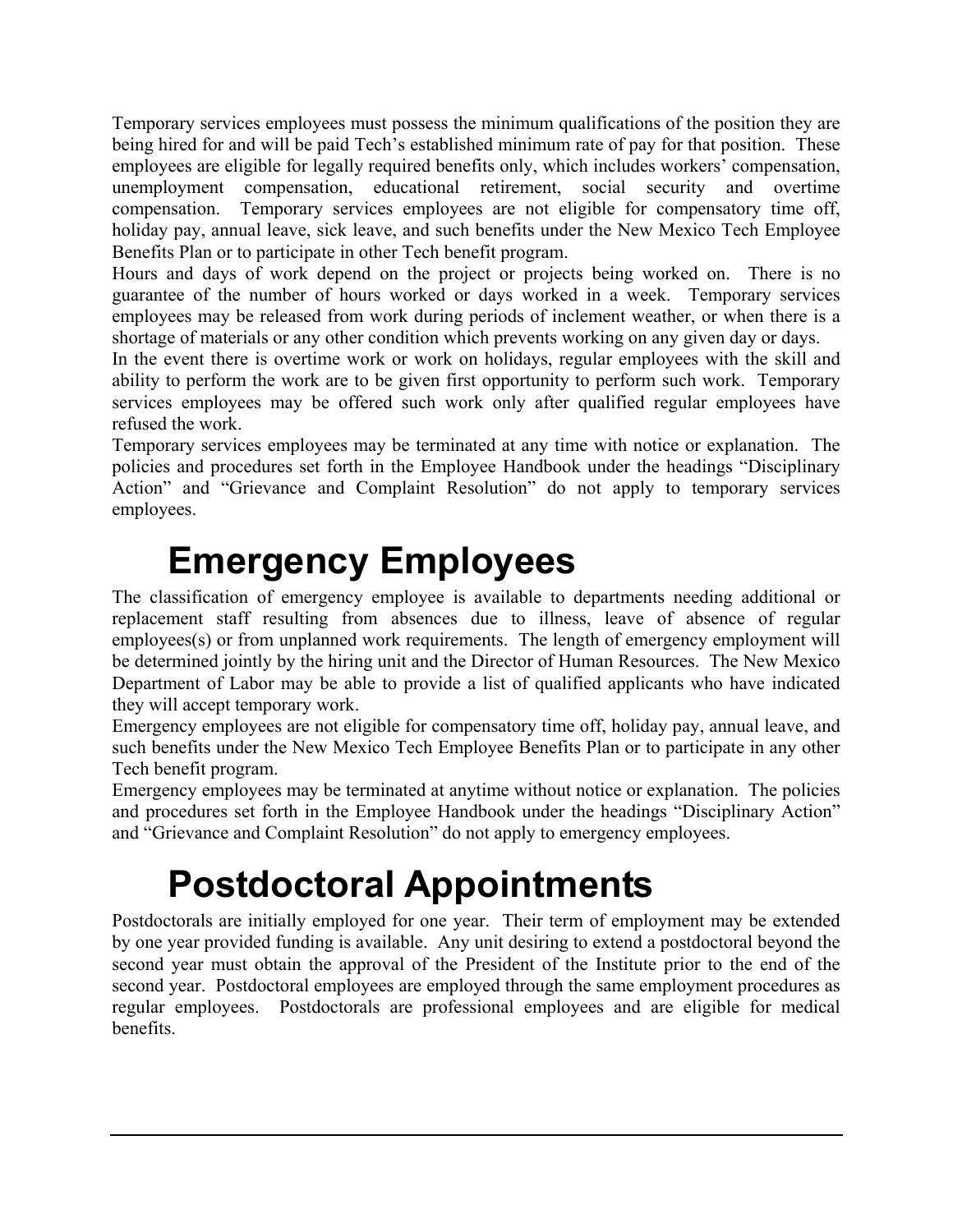Temporary services employees must possess the minimum qualifications of the position they are being hired for and will be paid Tech's established minimum rate of pay for that position. These employees are eligible for legally required benefits only, which includes workers' compensation, unemployment compensation, educational retirement, social security and overtime compensation. Temporary services employees are not eligible for compensatory time off, holiday pay, annual leave, sick leave, and such benefits under the New Mexico Tech Employee Benefits Plan or to participate in other Tech benefit program.

Hours and days of work depend on the project or projects being worked on. There is no guarantee of the number of hours worked or days worked in a week. Temporary services employees may be released from work during periods of inclement weather, or when there is a shortage of materials or any other condition which prevents working on any given day or days.

In the event there is overtime work or work on holidays, regular employees with the skill and ability to perform the work are to be given first opportunity to perform such work. Temporary services employees may be offered such work only after qualified regular employees have refused the work.

Temporary services employees may be terminated at any time with notice or explanation. The policies and procedures set forth in the Employee Handbook under the headings "Disciplinary Action" and "Grievance and Complaint Resolution" do not apply to temporary services employees.

# Emergency Employees

The classification of emergency employee is available to departments needing additional or replacement staff resulting from absences due to illness, leave of absence of regular employees(s) or from unplanned work requirements. The length of emergency employment will be determined jointly by the hiring unit and the Director of Human Resources. The New Mexico Department of Labor may be able to provide a list of qualified applicants who have indicated they will accept temporary work.

Emergency employees are not eligible for compensatory time off, holiday pay, annual leave, and such benefits under the New Mexico Tech Employee Benefits Plan or to participate in any other Tech benefit program.

Emergency employees may be terminated at anytime without notice or explanation. The policies and procedures set forth in the Employee Handbook under the headings "Disciplinary Action" and "Grievance and Complaint Resolution" do not apply to emergency employees.

# Postdoctoral Appointments

Postdoctorals are initially employed for one year. Their term of employment may be extended by one year provided funding is available. Any unit desiring to extend a postdoctoral beyond the second year must obtain the approval of the President of the Institute prior to the end of the second year. Postdoctoral employees are employed through the same employment procedures as regular employees. Postdoctorals are professional employees and are eligible for medical benefits.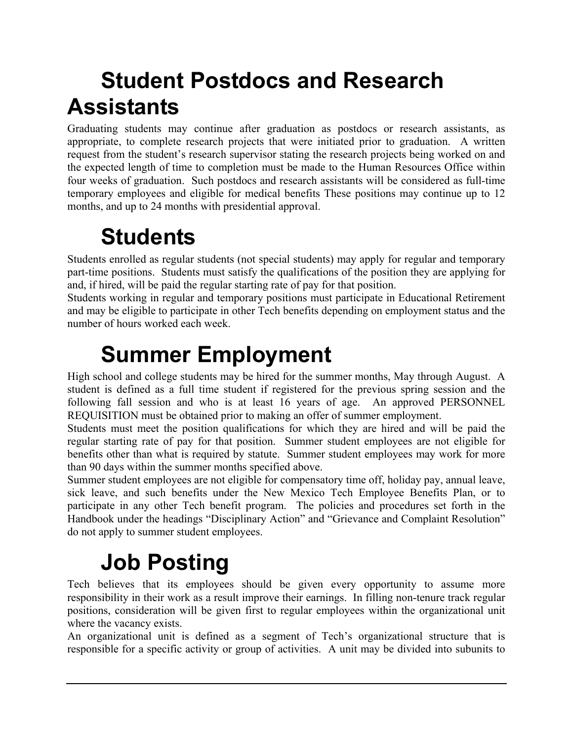# Student Postdocs and Research Assistants

Graduating students may continue after graduation as postdocs or research assistants, as appropriate, to complete research projects that were initiated prior to graduation. A written request from the student's research supervisor stating the research projects being worked on and the expected length of time to completion must be made to the Human Resources Office within four weeks of graduation. Such postdocs and research assistants will be considered as full-time temporary employees and eligible for medical benefits These positions may continue up to 12 months, and up to 24 months with presidential approval.

# Students

Students enrolled as regular students (not special students) may apply for regular and temporary part-time positions. Students must satisfy the qualifications of the position they are applying for and, if hired, will be paid the regular starting rate of pay for that position.

Students working in regular and temporary positions must participate in Educational Retirement and may be eligible to participate in other Tech benefits depending on employment status and the number of hours worked each week.

# Summer Employment

High school and college students may be hired for the summer months, May through August. A student is defined as a full time student if registered for the previous spring session and the following fall session and who is at least 16 years of age. An approved PERSONNEL REQUISITION must be obtained prior to making an offer of summer employment.

Students must meet the position qualifications for which they are hired and will be paid the regular starting rate of pay for that position. Summer student employees are not eligible for benefits other than what is required by statute. Summer student employees may work for more than 90 days within the summer months specified above.

Summer student employees are not eligible for compensatory time off, holiday pay, annual leave, sick leave, and such benefits under the New Mexico Tech Employee Benefits Plan, or to participate in any other Tech benefit program. The policies and procedures set forth in the Handbook under the headings "Disciplinary Action" and "Grievance and Complaint Resolution" do not apply to summer student employees.

# Job Posting

Tech believes that its employees should be given every opportunity to assume more responsibility in their work as a result improve their earnings. In filling non-tenure track regular positions, consideration will be given first to regular employees within the organizational unit where the vacancy exists.

An organizational unit is defined as a segment of Tech's organizational structure that is responsible for a specific activity or group of activities. A unit may be divided into subunits to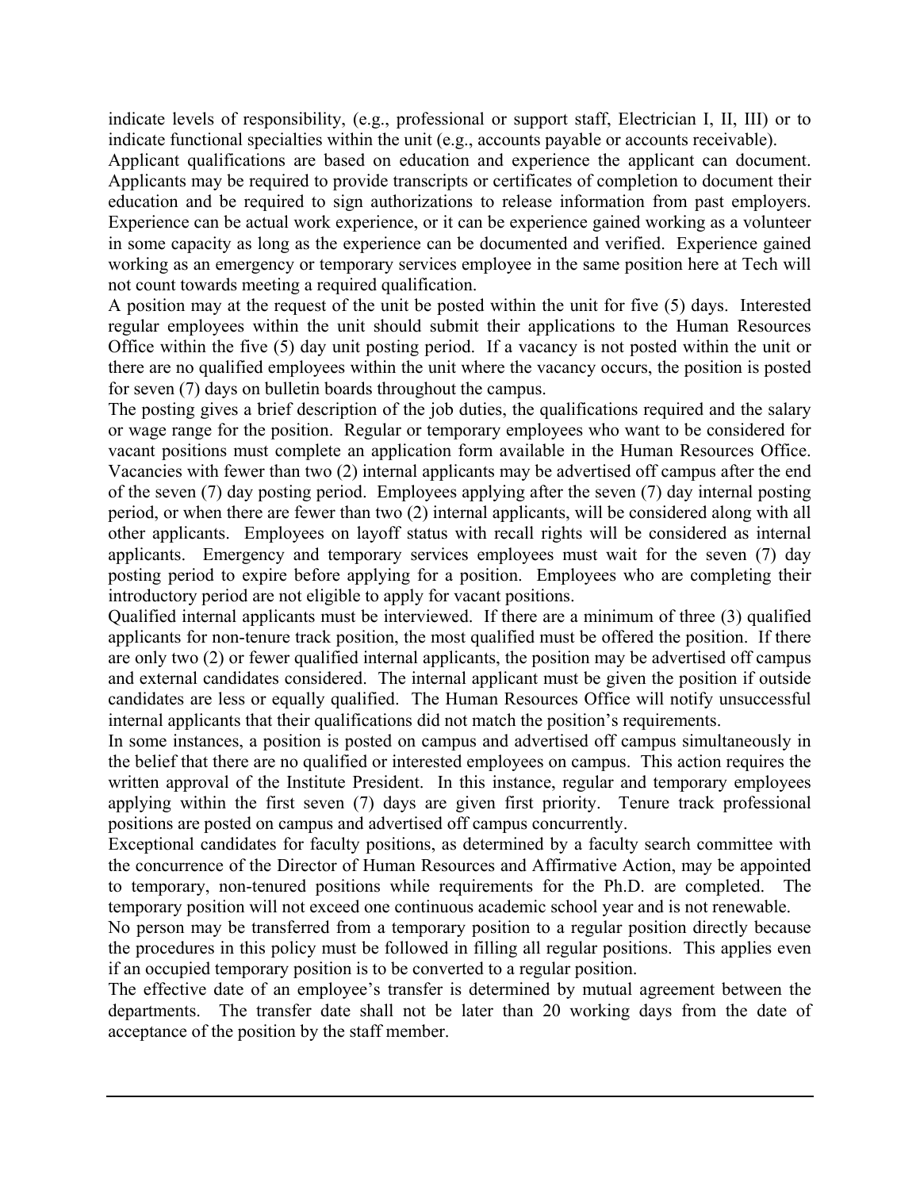indicate levels of responsibility, (e.g., professional or support staff, Electrician I, II, III) or to indicate functional specialties within the unit (e.g., accounts payable or accounts receivable).

Applicant qualifications are based on education and experience the applicant can document. Applicants may be required to provide transcripts or certificates of completion to document their education and be required to sign authorizations to release information from past employers. Experience can be actual work experience, or it can be experience gained working as a volunteer in some capacity as long as the experience can be documented and verified. Experience gained working as an emergency or temporary services employee in the same position here at Tech will not count towards meeting a required qualification.

A position may at the request of the unit be posted within the unit for five (5) days. Interested regular employees within the unit should submit their applications to the Human Resources Office within the five (5) day unit posting period. If a vacancy is not posted within the unit or there are no qualified employees within the unit where the vacancy occurs, the position is posted for seven (7) days on bulletin boards throughout the campus.

The posting gives a brief description of the job duties, the qualifications required and the salary or wage range for the position. Regular or temporary employees who want to be considered for vacant positions must complete an application form available in the Human Resources Office. Vacancies with fewer than two (2) internal applicants may be advertised off campus after the end of the seven (7) day posting period. Employees applying after the seven (7) day internal posting period, or when there are fewer than two (2) internal applicants, will be considered along with all other applicants. Employees on layoff status with recall rights will be considered as internal applicants. Emergency and temporary services employees must wait for the seven (7) day posting period to expire before applying for a position. Employees who are completing their introductory period are not eligible to apply for vacant positions.

Qualified internal applicants must be interviewed. If there are a minimum of three (3) qualified applicants for non-tenure track position, the most qualified must be offered the position. If there are only two (2) or fewer qualified internal applicants, the position may be advertised off campus and external candidates considered. The internal applicant must be given the position if outside candidates are less or equally qualified. The Human Resources Office will notify unsuccessful internal applicants that their qualifications did not match the position's requirements.

In some instances, a position is posted on campus and advertised off campus simultaneously in the belief that there are no qualified or interested employees on campus. This action requires the written approval of the Institute President. In this instance, regular and temporary employees applying within the first seven (7) days are given first priority. Tenure track professional positions are posted on campus and advertised off campus concurrently.

Exceptional candidates for faculty positions, as determined by a faculty search committee with the concurrence of the Director of Human Resources and Affirmative Action, may be appointed to temporary, non-tenured positions while requirements for the Ph.D. are completed. The temporary position will not exceed one continuous academic school year and is not renewable.

No person may be transferred from a temporary position to a regular position directly because the procedures in this policy must be followed in filling all regular positions. This applies even if an occupied temporary position is to be converted to a regular position.

The effective date of an employee's transfer is determined by mutual agreement between the departments. The transfer date shall not be later than 20 working days from the date of acceptance of the position by the staff member.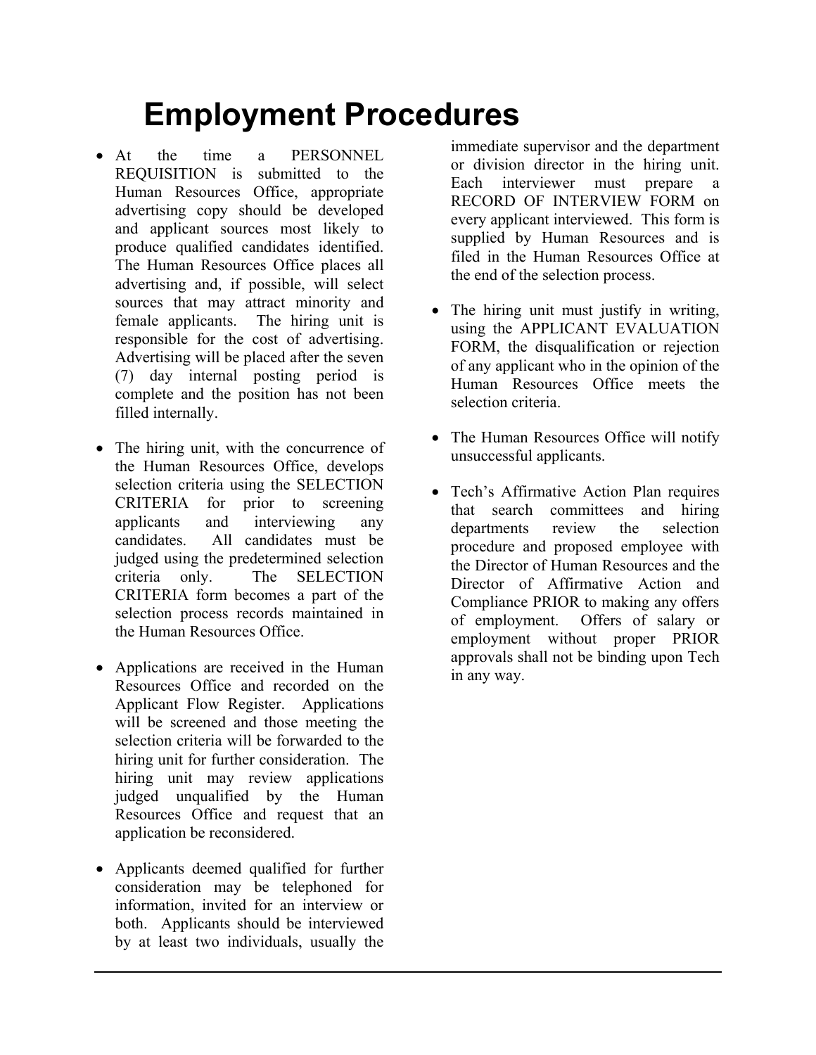# Employment Procedures

- At the time a PERSONNEL REQUISITION is submitted to the Human Resources Office, appropriate advertising copy should be developed and applicant sources most likely to produce qualified candidates identified. The Human Resources Office places all advertising and, if possible, will select sources that may attract minority and female applicants. The hiring unit is responsible for the cost of advertising. Advertising will be placed after the seven (7) day internal posting period is complete and the position has not been filled internally.

- The hiring unit, with the concurrence of the Human Resources Office, develops selection criteria using the SELECTION CRITERIA for prior to screening applicants and interviewing any candidates. All candidates must be judged using the predetermined selection criteria only. The SELECTION CRITERIA form becomes a part of the selection process records maintained in the Human Resources Office.

- Applications are received in the Human Resources Office and recorded on the Applicant Flow Register. Applications will be screened and those meeting the selection criteria will be forwarded to the hiring unit for further consideration. The hiring unit may review applications judged unqualified by the Human Resources Office and request that an application be reconsidered.

- Applicants deemed qualified for further consideration may be telephoned for information, invited for an interview or both. Applicants should be interviewed by at least two individuals, usually the immediate supervisor and the department or division director in the hiring unit. Each interviewer must prepare a RECORD OF INTERVIEW FORM on every applicant interviewed. This form is supplied by Human Resources and is filed in the Human Resources Office at the end of the selection process.

- The hiring unit must justify in writing, using the APPLICANT EVALUATION FORM, the disqualification or rejection of any applicant who in the opinion of the Human Resources Office meets the selection criteria.

- The Human Resources Office will notify unsuccessful applicants.

- Tech's Affirmative Action Plan requires that search committees and hiring departments review the selection procedure and proposed employee with the Director of Human Resources and the Director of Affirmative Action and Compliance PRIOR to making any offers of employment. Offers of salary or employment without proper PRIOR approvals shall not be binding upon Tech in any way.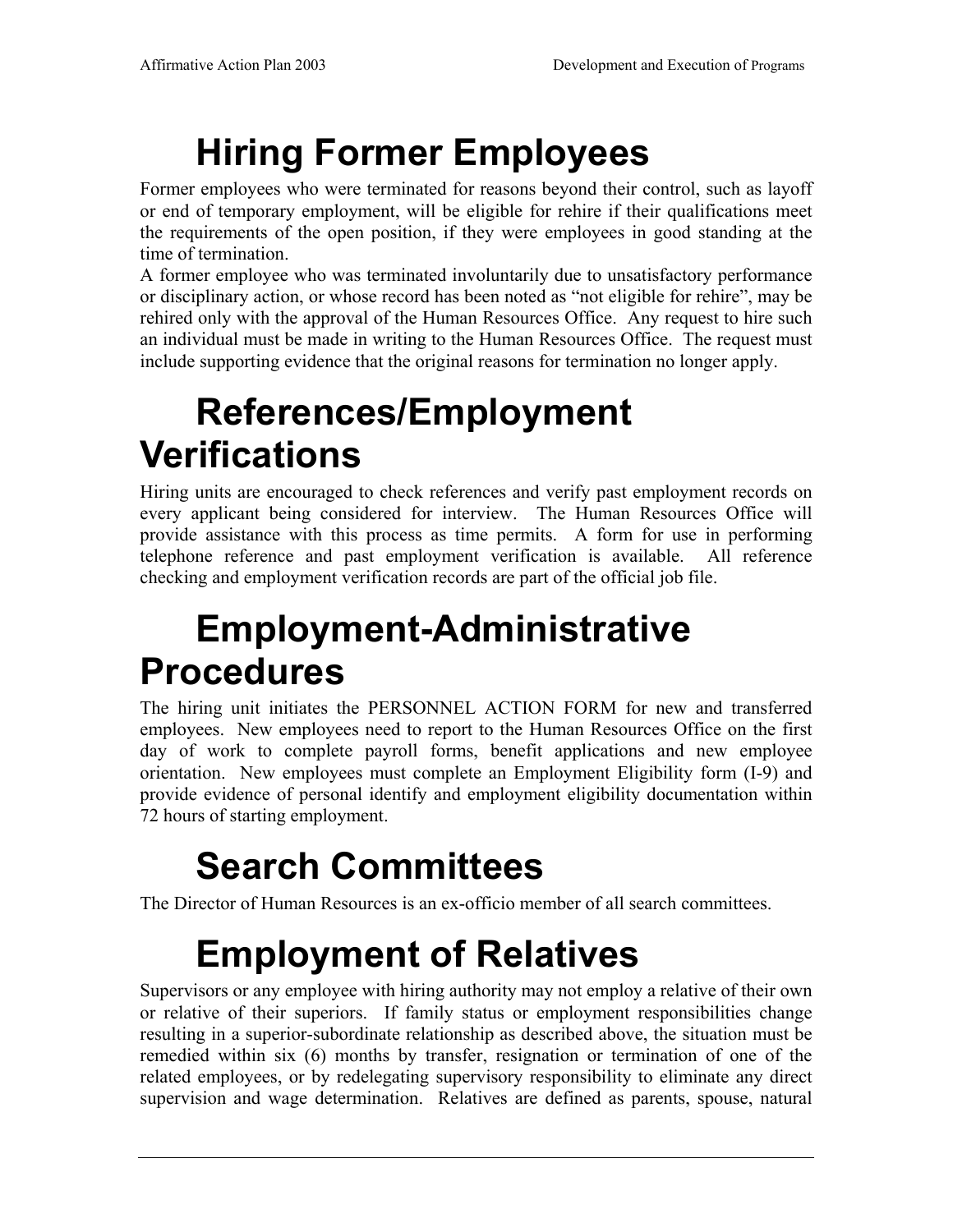# Hiring Former Employees

Former employees who were terminated for reasons beyond their control, such as layoff or end of temporary employment, will be eligible for rehire if their qualifications meet the requirements of the open position, if they were employees in good standing at the time of termination.

A former employee who was terminated involuntarily due to unsatisfactory performance or disciplinary action, or whose record has been noted as "not eligible for rehire", may be rehired only with the approval of the Human Resources Office. Any request to hire such an individual must be made in writing to the Human Resources Office. The request must include supporting evidence that the original reasons for termination no longer apply.

# References/Employment Verifications

Hiring units are encouraged to check references and verify past employment records on every applicant being considered for interview. The Human Resources Office will provide assistance with this process as time permits. A form for use in performing telephone reference and past employment verification is available. All reference checking and employment verification records are part of the official job file.

# Employment-Administrative Procedures

The hiring unit initiates the PERSONNEL ACTION FORM for new and transferred employees. New employees need to report to the Human Resources Office on the first day of work to complete payroll forms, benefit applications and new employee orientation. New employees must complete an Employment Eligibility form (I-9) and provide evidence of personal identify and employment eligibility documentation within 72 hours of starting employment.

# Search Committees

The Director of Human Resources is an ex-officio member of all search committees.

# Employment of Relatives

Supervisors or any employee with hiring authority may not employ a relative of their own or relative of their superiors. If family status or employment responsibilities change resulting in a superior-subordinate relationship as described above, the situation must be remedied within six (6) months by transfer, resignation or termination of one of the related employees, or by redelegating supervisory responsibility to eliminate any direct supervision and wage determination. Relatives are defined as parents, spouse, natural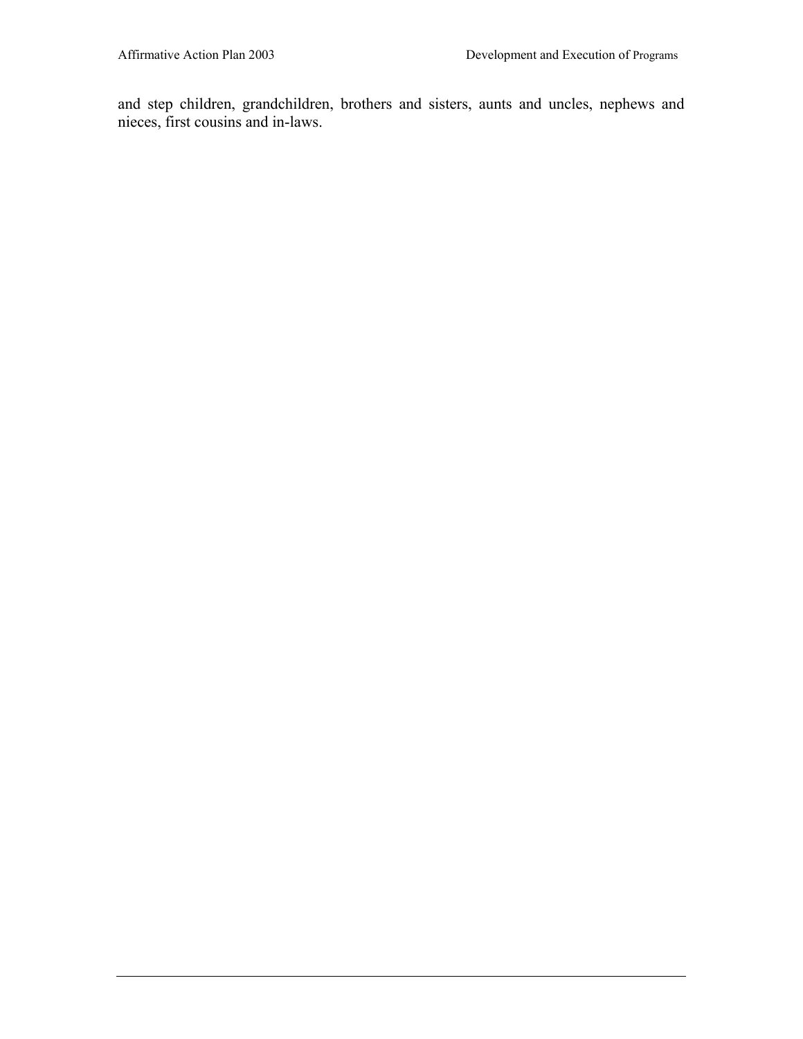and step children, grandchildren, brothers and sisters, aunts and uncles, nephews and nieces, first cousins and in-laws.